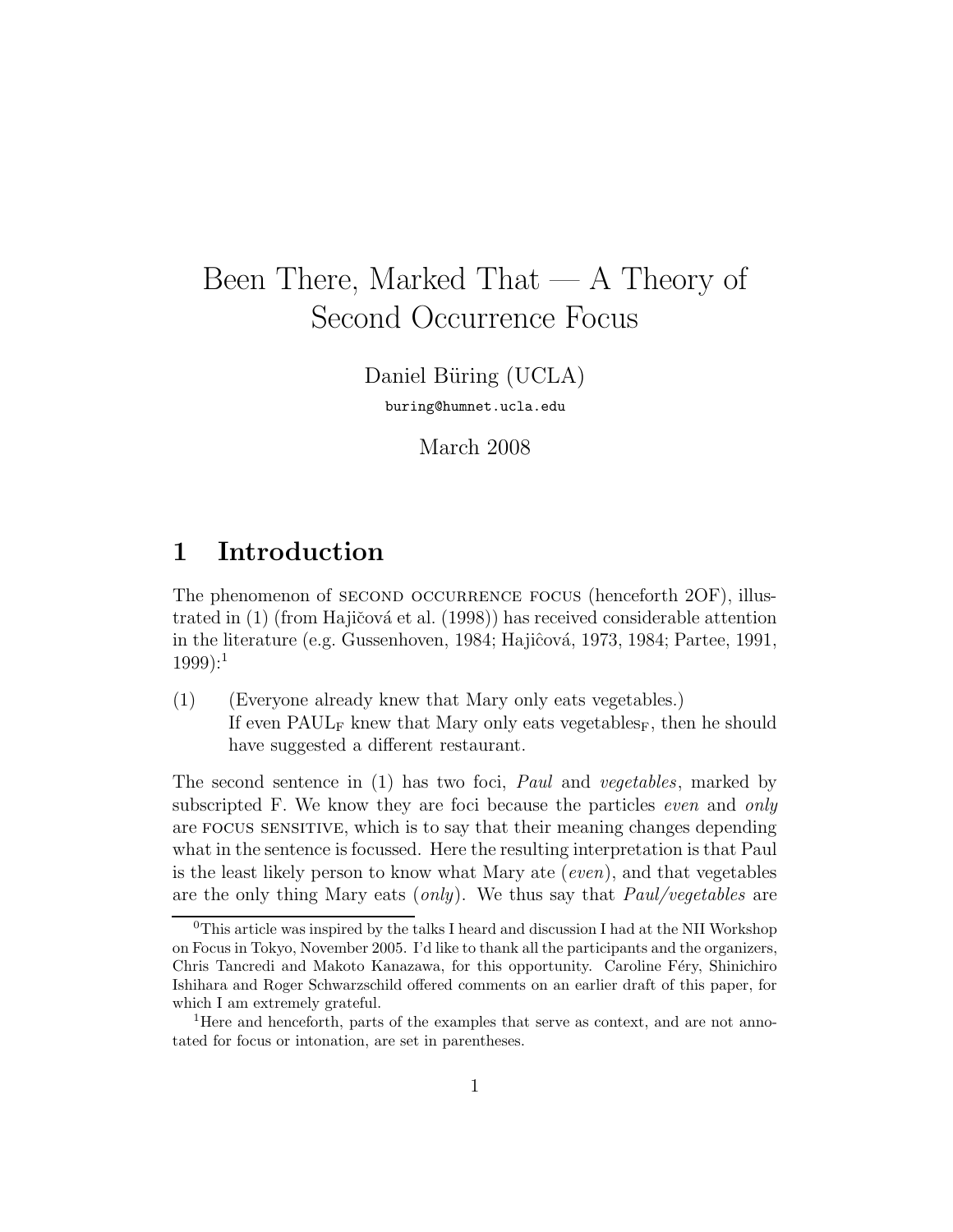# Been There, Marked That — A Theory of Second Occurrence Focus

Daniel Büring (UCLA)

buring@humnet.ucla.edu

March 2008

## 1 Introduction

The phenomenon of SECOND OCCURRENCE FOCUS (henceforth 2OF), illustrated in (1) (from Hajičová et al. (1998)) has received considerable attention in the literature (e.g. Gussenhoven, 1984; Hajiĉová, 1973, 1984; Partee, 1991, 1999):[1]

(1) (Everyone already knew that Mary only eats vegetables.)
If even PAUL$_F$ knew that Mary only eats vegetables$_F$, then he should have suggested a different restaurant.

The second sentence in (1) has two foci, *Paul* and *vegetables*, marked by subscripted F. We know they are foci because the particles *even* and *only* are FOCUS SENSITIVE, which is to say that their meaning changes depending what in the sentence is focussed. Here the resulting interpretation is that Paul is the least likely person to know what Mary ate (*even*), and that vegetables are the only thing Mary eats (*only*). We thus say that *Paul/vegetables* are

[0] This article was inspired by the talks I heard and discussion I had at the NII Workshop on Focus in Tokyo, November 2005. I'd like to thank all the participants and the organizers, Chris Tancredi and Makoto Kanazawa, for this opportunity. Caroline Féry, Shinichiro Ishihara and Roger Schwarzschild offered comments on an earlier draft of this paper, for which I am extremely grateful.

[1] Here and henceforth, parts of the examples that serve as context, and are not annotated for focus or intonation, are set in parentheses.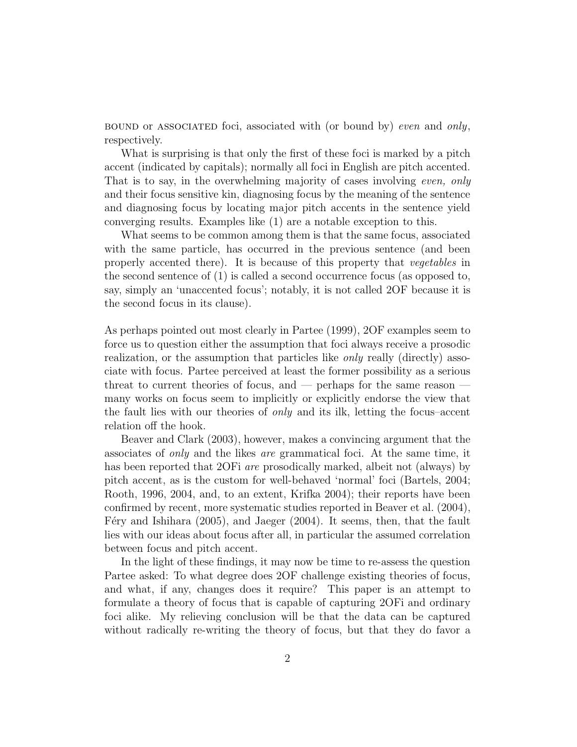BOUND or ASSOCIATED foci, associated with (or bound by) *even* and *only*, respectively.

What is surprising is that only the first of these foci is marked by a pitch accent (indicated by capitals); normally all foci in English are pitch accented. That is to say, in the overwhelming majority of cases involving *even, only* and their focus sensitive kin, diagnosing focus by the meaning of the sentence and diagnosing focus by locating major pitch accents in the sentence yield converging results. Examples like (1) are a notable exception to this.

What seems to be common among them is that the same focus, associated with the same particle, has occurred in the previous sentence (and been properly accented there). It is because of this property that *vegetables* in the second sentence of (1) is called a second occurrence focus (as opposed to, say, simply an 'unaccented focus'; notably, it is not called 2OF because it is the second focus in its clause).

As perhaps pointed out most clearly in Partee (1999), 2OF examples seem to force us to question either the assumption that foci always receive a prosodic realization, or the assumption that particles like *only* really (directly) associate with focus. Partee perceived at least the former possibility as a serious threat to current theories of focus, and — perhaps for the same reason — many works on focus seem to implicitly or explicitly endorse the view that the fault lies with our theories of *only* and its ilk, letting the focus–accent relation off the hook.

Beaver and Clark (2003), however, makes a convincing argument that the associates of *only* and the likes *are* grammatical foci. At the same time, it has been reported that 2OFi *are* prosodically marked, albeit not (always) by pitch accent, as is the custom for well-behaved 'normal' foci (Bartels, 2004; Rooth, 1996, 2004, and, to an extent, Krifka 2004); their reports have been confirmed by recent, more systematic studies reported in Beaver et al. (2004), Féry and Ishihara (2005), and Jaeger (2004). It seems, then, that the fault lies with our ideas about focus after all, in particular the assumed correlation between focus and pitch accent.

In the light of these findings, it may now be time to re-assess the question Partee asked: To what degree does 2OF challenge existing theories of focus, and what, if any, changes does it require? This paper is an attempt to formulate a theory of focus that is capable of capturing 2OFi and ordinary foci alike. My relieving conclusion will be that the data can be captured without radically re-writing the theory of focus, but that they do favor a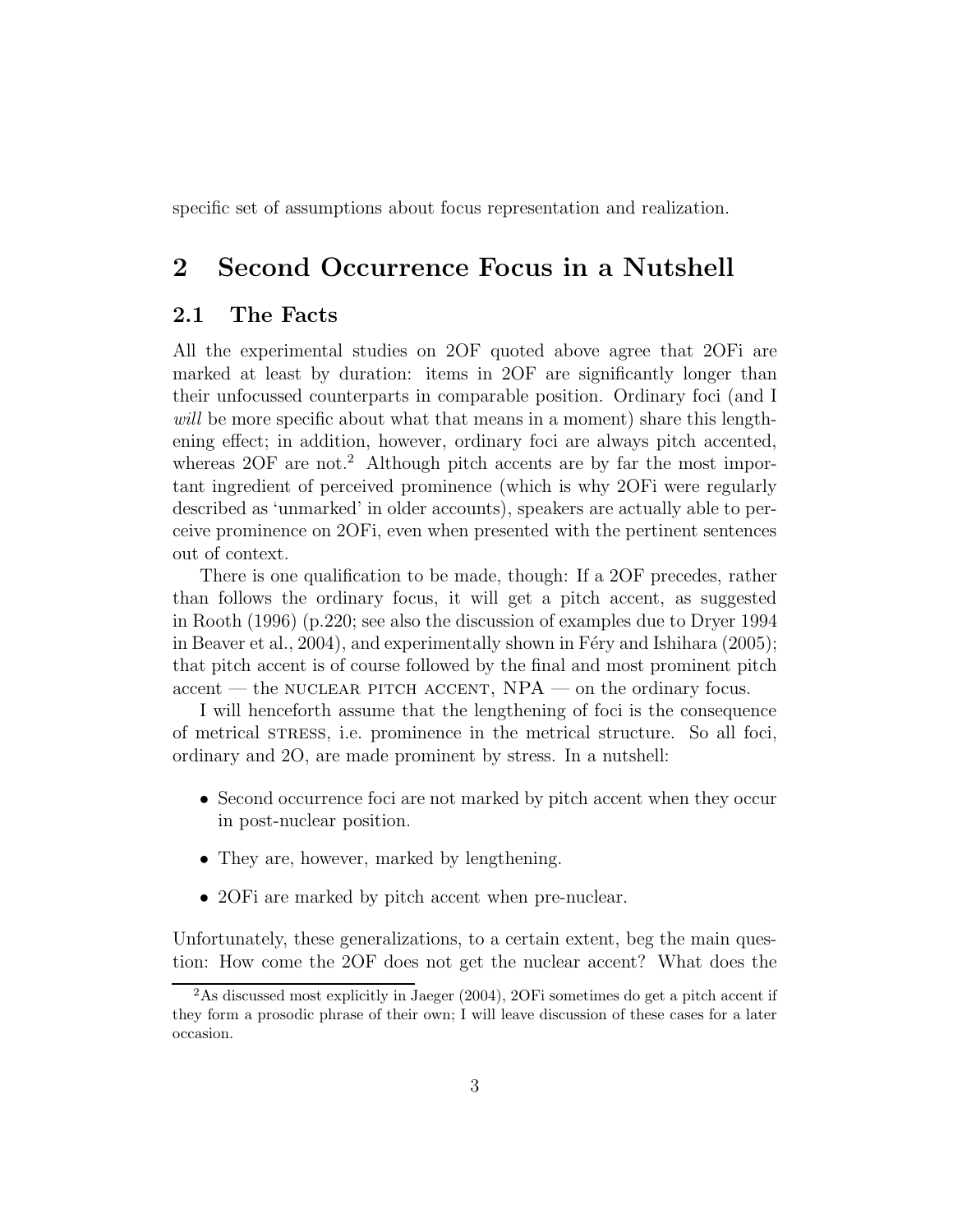specific set of assumptions about focus representation and realization.

# 2 Second Occurrence Focus in a Nutshell

## 2.1 The Facts

All the experimental studies on 2OF quoted above agree that 2OFi are marked at least by duration: items in 2OF are significantly longer than their unfocussed counterparts in comparable position. Ordinary foci (and I *will* be more specific about what that means in a moment) share this lengthening effect; in addition, however, ordinary foci are always pitch accented, whereas 2OF are not.[2] Although pitch accents are by far the most important ingredient of perceived prominence (which is why 2OFi were regularly described as 'unmarked' in older accounts), speakers are actually able to perceive prominence on 2OFi, even when presented with the pertinent sentences out of context.

There is one qualification to be made, though: If a 2OF precedes, rather than follows the ordinary focus, it will get a pitch accent, as suggested in Rooth (1996) (p.220; see also the discussion of examples due to Dryer 1994 in Beaver et al., 2004), and experimentally shown in Féry and Ishihara (2005); that pitch accent is of course followed by the final and most prominent pitch accent — the NUCLEAR PITCH ACCENT, NPA — on the ordinary focus.

I will henceforth assume that the lengthening of foci is the consequence of metrical STRESS, i.e. prominence in the metrical structure. So all foci, ordinary and 2O, are made prominent by stress. In a nutshell:

- Second occurrence foci are not marked by pitch accent when they occur in post-nuclear position.
- They are, however, marked by lengthening.
- 2OFi are marked by pitch accent when pre-nuclear.

Unfortunately, these generalizations, to a certain extent, beg the main question: How come the 2OF does not get the nuclear accent? What does the

[2] As discussed most explicitly in Jaeger (2004), 2OFi sometimes do get a pitch accent if they form a prosodic phrase of their own; I will leave discussion of these cases for a later occasion.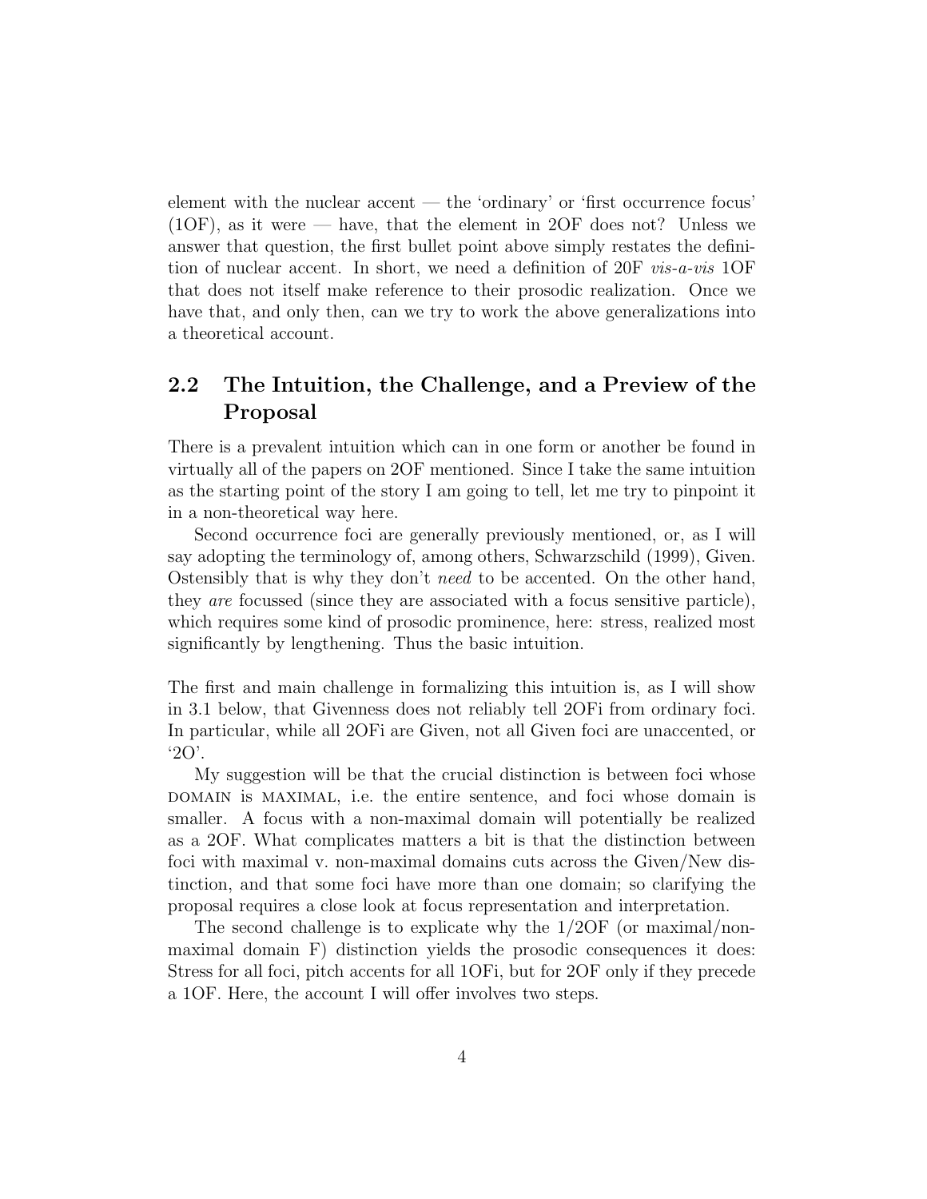element with the nuclear accent — the 'ordinary' or 'first occurrence focus' (1OF), as it were — have, that the element in 2OF does not? Unless we answer that question, the first bullet point above simply restates the definition of nuclear accent. In short, we need a definition of 20F *vis-a-vis* 1OF that does not itself make reference to their prosodic realization. Once we have that, and only then, can we try to work the above generalizations into a theoretical account.

## 2.2 The Intuition, the Challenge, and a Preview of the Proposal

There is a prevalent intuition which can in one form or another be found in virtually all of the papers on 2OF mentioned. Since I take the same intuition as the starting point of the story I am going to tell, let me try to pinpoint it in a non-theoretical way here.

Second occurrence foci are generally previously mentioned, or, as I will say adopting the terminology of, among others, Schwarzschild (1999), Given. Ostensibly that is why they don't *need* to be accented. On the other hand, they *are* focussed (since they are associated with a focus sensitive particle), which requires some kind of prosodic prominence, here: stress, realized most significantly by lengthening. Thus the basic intuition.

The first and main challenge in formalizing this intuition is, as I will show in 3.1 below, that Givenness does not reliably tell 2OFi from ordinary foci. In particular, while all 2OFi are Given, not all Given foci are unaccented, or '2O'.

My suggestion will be that the crucial distinction is between foci whose DOMAIN is MAXIMAL, i.e. the entire sentence, and foci whose domain is smaller. A focus with a non-maximal domain will potentially be realized as a 2OF. What complicates matters a bit is that the distinction between foci with maximal v. non-maximal domains cuts across the Given/New distinction, and that some foci have more than one domain; so clarifying the proposal requires a close look at focus representation and interpretation.

The second challenge is to explicate why the 1/2OF (or maximal/non-maximal domain F) distinction yields the prosodic consequences it does: Stress for all foci, pitch accents for all 1OFi, but for 2OF only if they precede a 1OF. Here, the account I will offer involves two steps.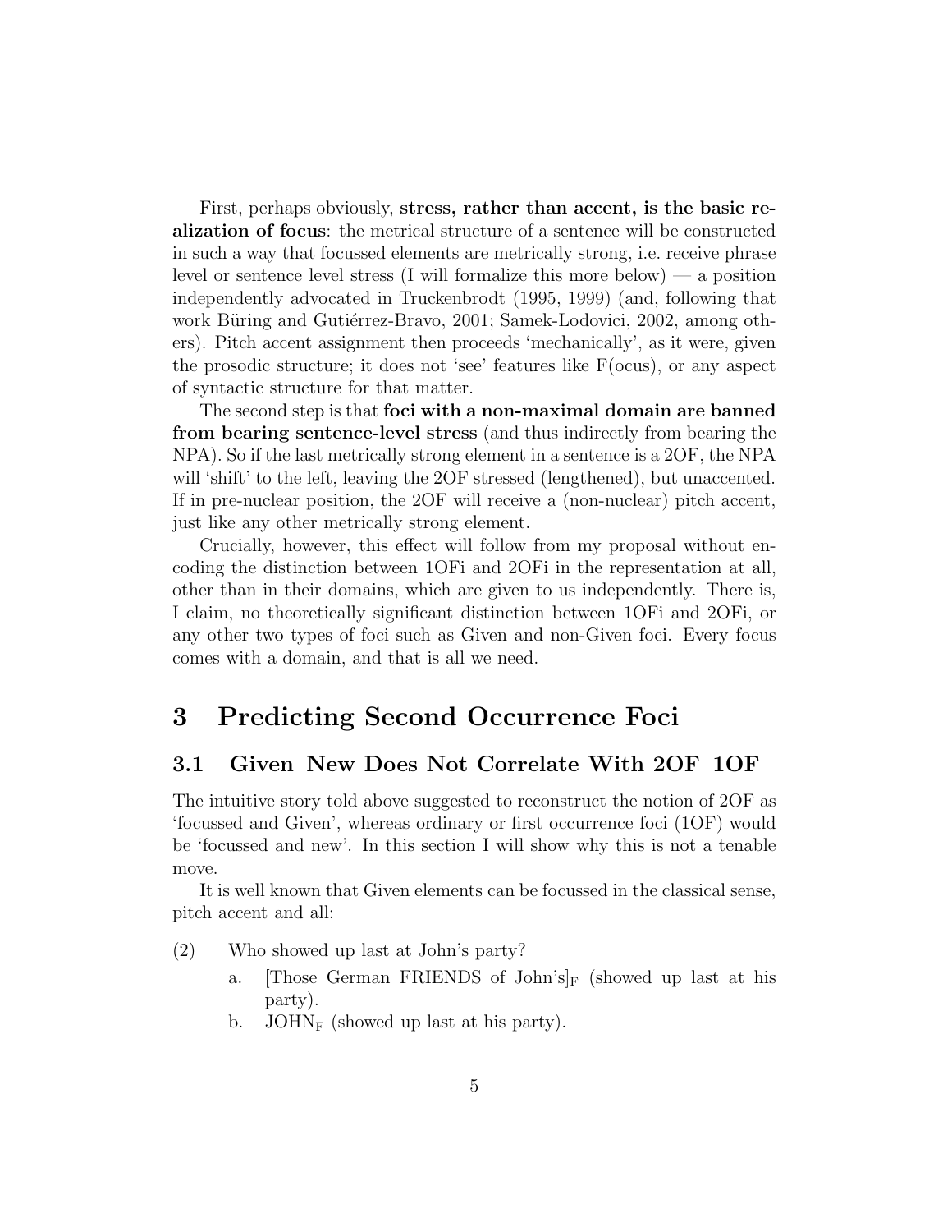First, perhaps obviously, **stress, rather than accent, is the basic realization of focus**: the metrical structure of a sentence will be constructed in such a way that focussed elements are metrically strong, i.e. receive phrase level or sentence level stress (I will formalize this more below) — a position independently advocated in Truckenbrodt (1995, 1999) (and, following that work Büring and Gutiérrez-Bravo, 2001; Samek-Lodovici, 2002, among others). Pitch accent assignment then proceeds 'mechanically', as it were, given the prosodic structure; it does not 'see' features like F(ocus), or any aspect of syntactic structure for that matter.

The second step is that **foci with a non-maximal domain are banned from bearing sentence-level stress** (and thus indirectly from bearing the NPA). So if the last metrically strong element in a sentence is a 2OF, the NPA will 'shift' to the left, leaving the 2OF stressed (lengthened), but unaccented. If in pre-nuclear position, the 2OF will receive a (non-nuclear) pitch accent, just like any other metrically strong element.

Crucially, however, this effect will follow from my proposal without encoding the distinction between 1OFi and 2OFi in the representation at all, other than in their domains, which are given to us independently. There is, I claim, no theoretically significant distinction between 1OFi and 2OFi, or any other two types of foci such as Given and non-Given foci. Every focus comes with a domain, and that is all we need.

# 3 Predicting Second Occurrence Foci

## 3.1 Given–New Does Not Correlate With 2OF–1OF

The intuitive story told above suggested to reconstruct the notion of 2OF as 'focussed and Given', whereas ordinary or first occurrence foci (1OF) would be 'focussed and new'. In this section I will show why this is not a tenable move.

It is well known that Given elements can be focussed in the classical sense, pitch accent and all:

(2) Who showed up last at John's party?

a. [Those German FRIENDS of John's]$_{\mathrm{F}}$ (showed up last at his party).

b. JOHN$_{\mathrm{F}}$ (showed up last at his party).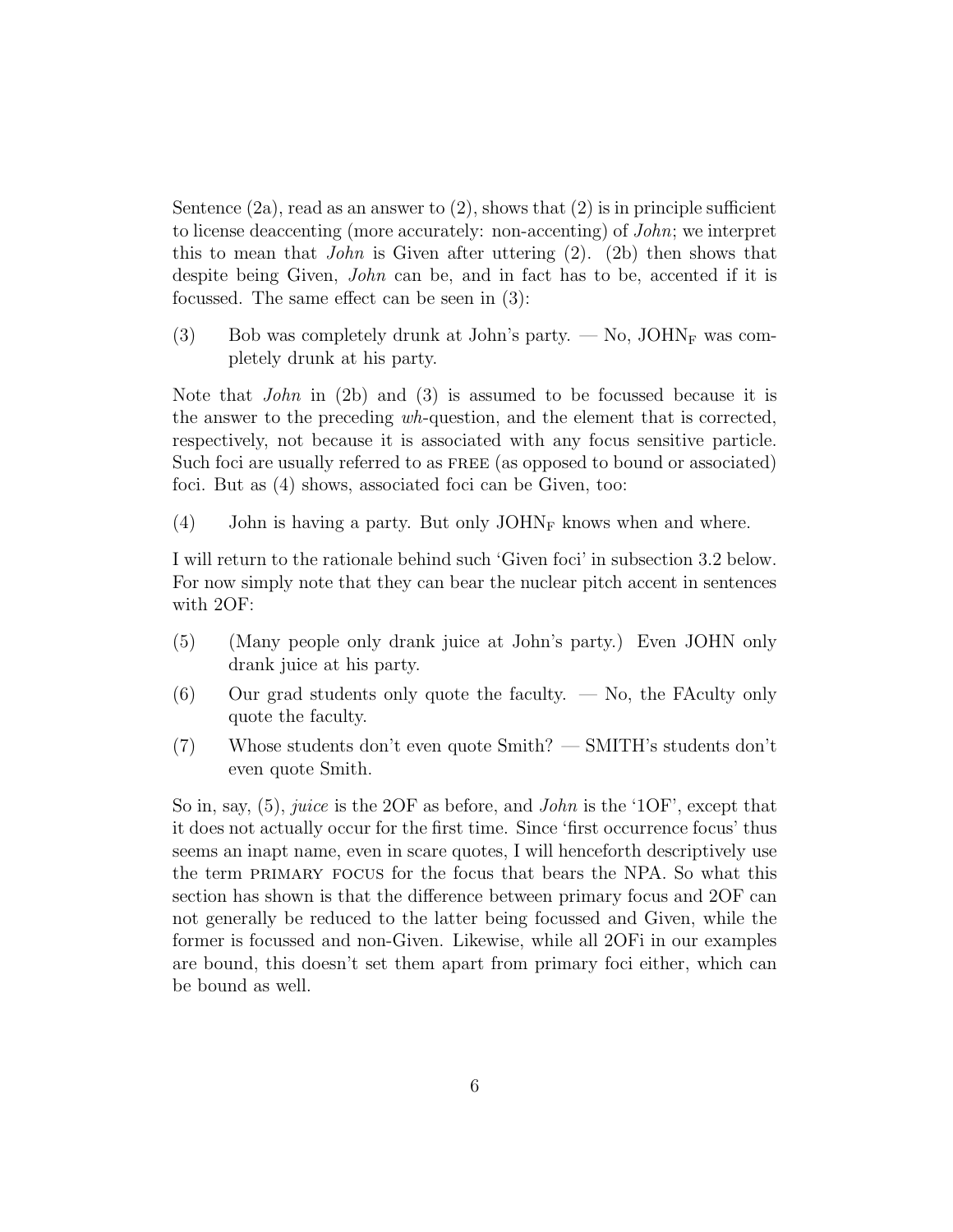Sentence (2a), read as an answer to (2), shows that (2) is in principle sufficient to license deaccenting (more accurately: non-accenting) of *John*; we interpret this to mean that *John* is Given after uttering (2). (2b) then shows that despite being Given, *John* can be, and in fact has to be, accented if it is focussed. The same effect can be seen in (3):

(3) Bob was completely drunk at John's party. — No, JOHN$_{\mathrm{F}}$ was completely drunk at his party.

Note that *John* in (2b) and (3) is assumed to be focussed because it is the answer to the preceding *wh*-question, and the element that is corrected, respectively, not because it is associated with any focus sensitive particle. Such foci are usually referred to as FREE (as opposed to bound or associated) foci. But as (4) shows, associated foci can be Given, too:

(4) John is having a party. But only JOHN$_{\mathrm{F}}$ knows when and where.

I will return to the rationale behind such 'Given foci' in subsection 3.2 below. For now simply note that they can bear the nuclear pitch accent in sentences with 2OF:

(5) (Many people only drank juice at John's party.) Even JOHN only drank juice at his party.

(6) Our grad students only quote the faculty. — No, the FAculty only quote the faculty.

(7) Whose students don't even quote Smith? — SMITH's students don't even quote Smith.

So in, say, (5), *juice* is the 2OF as before, and *John* is the '1OF', except that it does not actually occur for the first time. Since 'first occurrence focus' thus seems an inapt name, even in scare quotes, I will henceforth descriptively use the term PRIMARY FOCUS for the focus that bears the NPA. So what this section has shown is that the difference between primary focus and 2OF can not generally be reduced to the latter being focussed and Given, while the former is focussed and non-Given. Likewise, while all 2OFi in our examples are bound, this doesn't set them apart from primary foci either, which can be bound as well.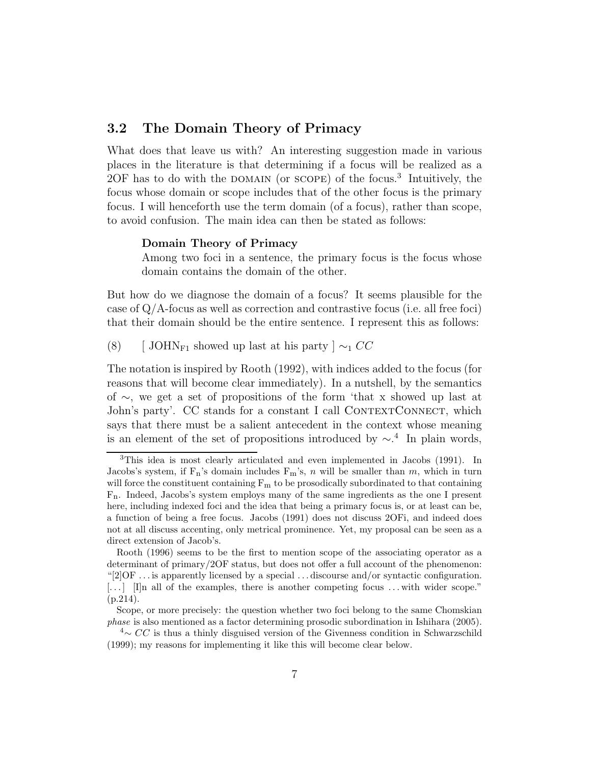## 3.2 The Domain Theory of Primacy

What does that leave us with? An interesting suggestion made in various places in the literature is that determining if a focus will be realized as a 2OF has to do with the DOMAIN (or SCOPE) of the focus.[3] Intuitively, the focus whose domain or scope includes that of the other focus is the primary focus. I will henceforth use the term domain (of a focus), rather than scope, to avoid confusion. The main idea can then be stated as follows:

> **Domain Theory of Primacy**
> Among two foci in a sentence, the primary focus is the focus whose domain contains the domain of the other.

But how do we diagnose the domain of a focus? It seems plausible for the case of Q/A-focus as well as correction and contrastive focus (i.e. all free foci) that their domain should be the entire sentence. I represent this as follows:

(8) [ JOHN$_{F1}$ showed up last at his party ] $\sim_1$ *CC*

The notation is inspired by Rooth (1992), with indices added to the focus (for reasons that will become clear immediately). In a nutshell, by the semantics of $\sim$, we get a set of propositions of the form 'that x showed up last at John's party'. CC stands for a constant I call CONTEXTCONNECT, which says that there must be a salient antecedent in the context whose meaning is an element of the set of propositions introduced by $\sim$.[4] In plain words,

---

[3] This idea is most clearly articulated and even implemented in Jacobs (1991). In Jacobs's system, if F$_n$'s domain includes F$_m$'s, $n$ will be smaller than $m$, which in turn will force the constituent containing F$_m$ to be prosodically subordinated to that containing F$_n$. Indeed, Jacobs's system employs many of the same ingredients as the one I present here, including indexed foci and the idea that being a primary focus is, or at least can be, a function of being a free focus. Jacobs (1991) does not discuss 2OFi, and indeed does not at all discuss accenting, only metrical prominence. Yet, my proposal can be seen as a direct extension of Jacob's.

Rooth (1996) seems to be the first to mention scope of the associating operator as a determinant of primary/2OF status, but does not offer a full account of the phenomenon: "[2]OF ... is apparently licensed by a special ... discourse and/or syntactic configuration. [...] [I]n all of the examples, there is another competing focus ... with wider scope." (p.214).

Scope, or more precisely: the question whether two foci belong to the same Chomskian *phase* is also mentioned as a factor determining prosodic subordination in Ishihara (2005).

[4] $\sim$ *CC* is thus a thinly disguised version of the Givenness condition in Schwarzschild (1999); my reasons for implementing it like this will become clear below.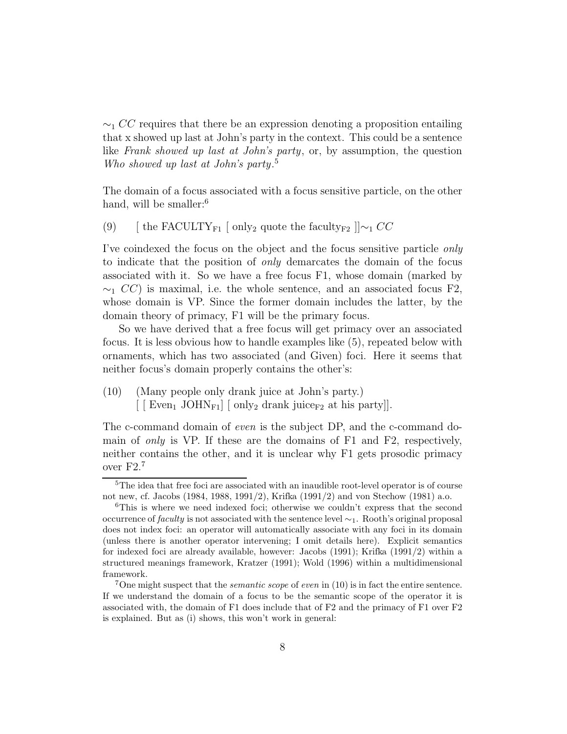$\sim_1 CC$ requires that there be an expression denoting a proposition entailing that x showed up last at John's party in the context. This could be a sentence like *Frank showed up last at John's party*, or, by assumption, the question *Who showed up last at John's party*.[5]

The domain of a focus associated with a focus sensitive particle, on the other hand, will be smaller:[6]

(9) [ the FACULTY$_{F1}$ [ only$_2$ quote the faculty$_{F2}$ ]]$\sim_1 CC$

I've coindexed the focus on the object and the focus sensitive particle *only* to indicate that the position of *only* demarcates the domain of the focus associated with it. So we have a free focus F1, whose domain (marked by $\sim_1 CC$) is maximal, i.e. the whole sentence, and an associated focus F2, whose domain is VP. Since the former domain includes the latter, by the domain theory of primacy, F1 will be the primary focus.

So we have derived that a free focus will get primacy over an associated focus. It is less obvious how to handle examples like (5), repeated below with ornaments, which has two associated (and Given) foci. Here it seems that neither focus's domain properly contains the other's:

(10) (Many people only drank juice at John's party.)
[ [ Even$_1$ JOHN$_{F1}$] [ only$_2$ drank juice$_{F2}$ at his party]].

The c-command domain of *even* is the subject DP, and the c-command domain of *only* is VP. If these are the domains of F1 and F2, respectively, neither contains the other, and it is unclear why F1 gets prosodic primacy over F2.[7]

---

[5] The idea that free foci are associated with an inaudible root-level operator is of course not new, cf. Jacobs (1984, 1988, 1991/2), Krifka (1991/2) and von Stechow (1981) a.o.

[6] This is where we need indexed foci; otherwise we couldn't express that the second occurrence of *faculty* is not associated with the sentence level $\sim_1$. Rooth's original proposal does not index foci: an operator will automatically associate with any foci in its domain (unless there is another operator intervening; I omit details here). Explicit semantics for indexed foci are already available, however: Jacobs (1991); Krifka (1991/2) within a structured meanings framework, Kratzer (1991); Wold (1996) within a multidimensional framework.

[7] One might suspect that the *semantic scope* of *even* in (10) is in fact the entire sentence. If we understand the domain of a focus to be the semantic scope of the operator it is associated with, the domain of F1 does include that of F2 and the primacy of F1 over F2 is explained. But as (i) shows, this won't work in general: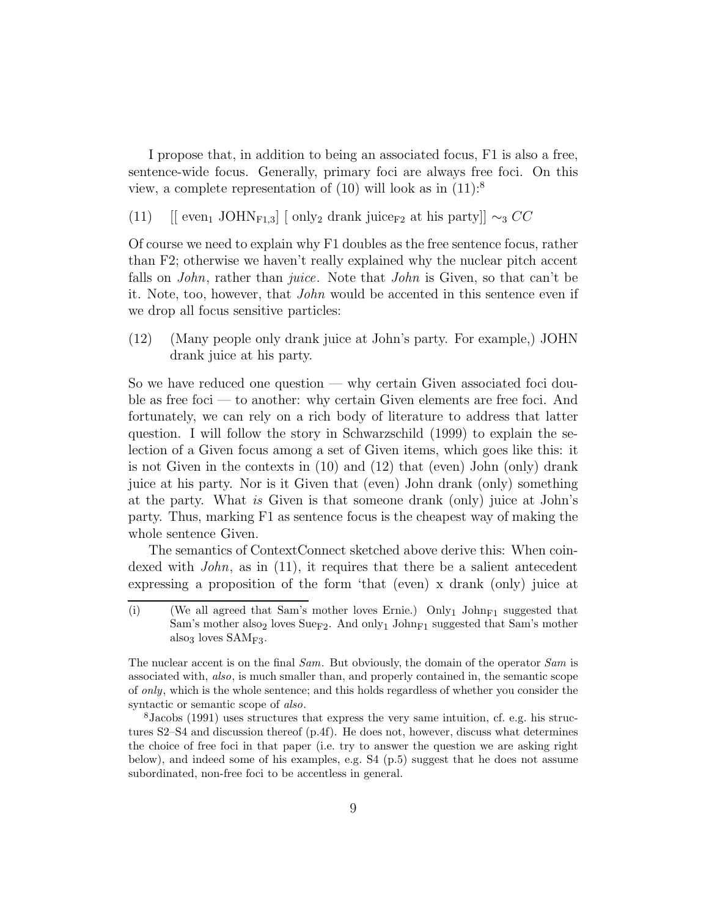I propose that, in addition to being an associated focus, F1 is also a free, sentence-wide focus. Generally, primary foci are always free foci. On this view, a complete representation of (10) will look as in (11):[8]

(11) [[ even$_1$ JOHN$_{F1,3}$] [ only$_2$ drank juice$_{F2}$ at his party]] $\sim_3$ $CC$

Of course we need to explain why F1 doubles as the free sentence focus, rather than F2; otherwise we haven't really explained why the nuclear pitch accent falls on *John*, rather than *juice*. Note that *John* is Given, so that can't be it. Note, too, however, that *John* would be accented in this sentence even if we drop all focus sensitive particles:

(12) (Many people only drank juice at John's party. For example,) JOHN drank juice at his party.

So we have reduced one question — why certain Given associated foci double as free foci — to another: why certain Given elements are free foci. And fortunately, we can rely on a rich body of literature to address that latter question. I will follow the story in Schwarzschild (1999) to explain the selection of a Given focus among a set of Given items, which goes like this: it is not Given in the contexts in (10) and (12) that (even) John (only) drank juice at his party. Nor is it Given that (even) John drank (only) something at the party. What *is* Given is that someone drank (only) juice at John's party. Thus, marking F1 as sentence focus is the cheapest way of making the whole sentence Given.

The semantics of ContextConnect sketched above derive this: When coindexed with *John*, as in (11), it requires that there be a salient antecedent expressing a proposition of the form 'that (even) x drank (only) juice at

---

(i) (We all agreed that Sam's mother loves Ernie.) Only$_1$ John$_{F1}$ suggested that Sam's mother also$_2$ loves Sue$_{F2}$. And only$_1$ John$_{F1}$ suggested that Sam's mother also$_3$ loves SAM$_{F3}$.

The nuclear accent is on the final *Sam*. But obviously, the domain of the operator *Sam* is associated with, *also*, is much smaller than, and properly contained in, the semantic scope of *only*, which is the whole sentence; and this holds regardless of whether you consider the syntactic or semantic scope of *also*.

[8] Jacobs (1991) uses structures that express the very same intuition, cf. e.g. his structures S2–S4 and discussion thereof (p.4f). He does not, however, discuss what determines the choice of free foci in that paper (i.e. try to answer the question we are asking right below), and indeed some of his examples, e.g. S4 (p.5) suggest that he does not assume subordinated, non-free foci to be accentless in general.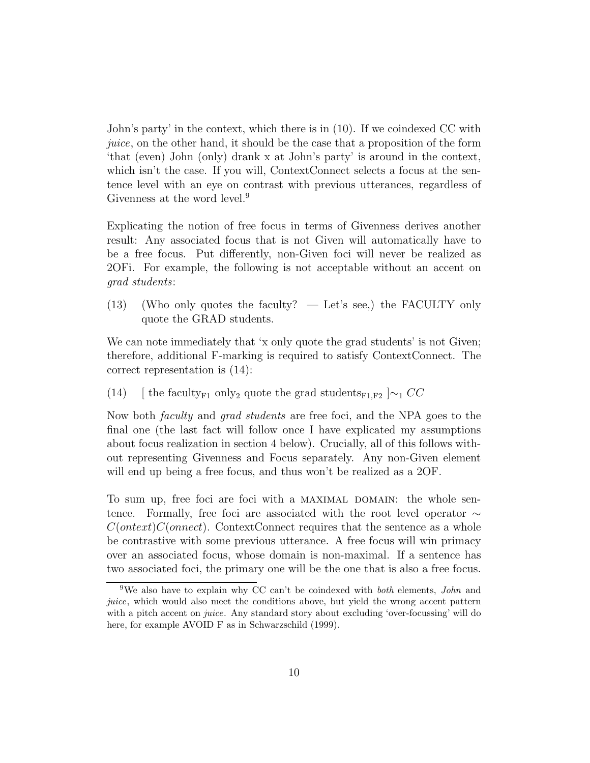John's party' in the context, which there is in (10). If we coindexed CC with *juice*, on the other hand, it should be the case that a proposition of the form 'that (even) John (only) drank x at John's party' is around in the context, which isn't the case. If you will, ContextConnect selects a focus at the sentence level with an eye on contrast with previous utterances, regardless of Givenness at the word level.[9]

Explicating the notion of free focus in terms of Givenness derives another result: Any associated focus that is not Given will automatically have to be a free focus. Put differently, non-Given foci will never be realized as 2OFi. For example, the following is not acceptable without an accent on *grad students*:

(13) (Who only quotes the faculty? — Let's see,) the FACULTY only quote the GRAD students.

We can note immediately that 'x only quote the grad students' is not Given; therefore, additional F-marking is required to satisfy ContextConnect. The correct representation is (14):

(14) [ the faculty$_{\mathrm{F1}}$ only$_2$ quote the grad students$_{\mathrm{F1,F2}}$ ]$\sim_1$ $CC$

Now both *faculty* and *grad students* are free foci, and the NPA goes to the final one (the last fact will follow once I have explicated my assumptions about focus realization in section 4 below). Crucially, all of this follows without representing Givenness and Focus separately. Any non-Given element will end up being a free focus, and thus won't be realized as a 2OF.

To sum up, free foci are foci with a MAXIMAL DOMAIN: the whole sentence. Formally, free foci are associated with the root level operator $\sim C(ontext)C(onnect)$. ContextConnect requires that the sentence as a whole be contrastive with some previous utterance. A free focus will win primacy over an associated focus, whose domain is non-maximal. If a sentence has two associated foci, the primary one will be the one that is also a free focus.

[9] We also have to explain why CC can't be coindexed with *both* elements, *John* and *juice*, which would also meet the conditions above, but yield the wrong accent pattern with a pitch accent on *juice*. Any standard story about excluding 'over-focussing' will do here, for example AVOID F as in Schwarzschild (1999).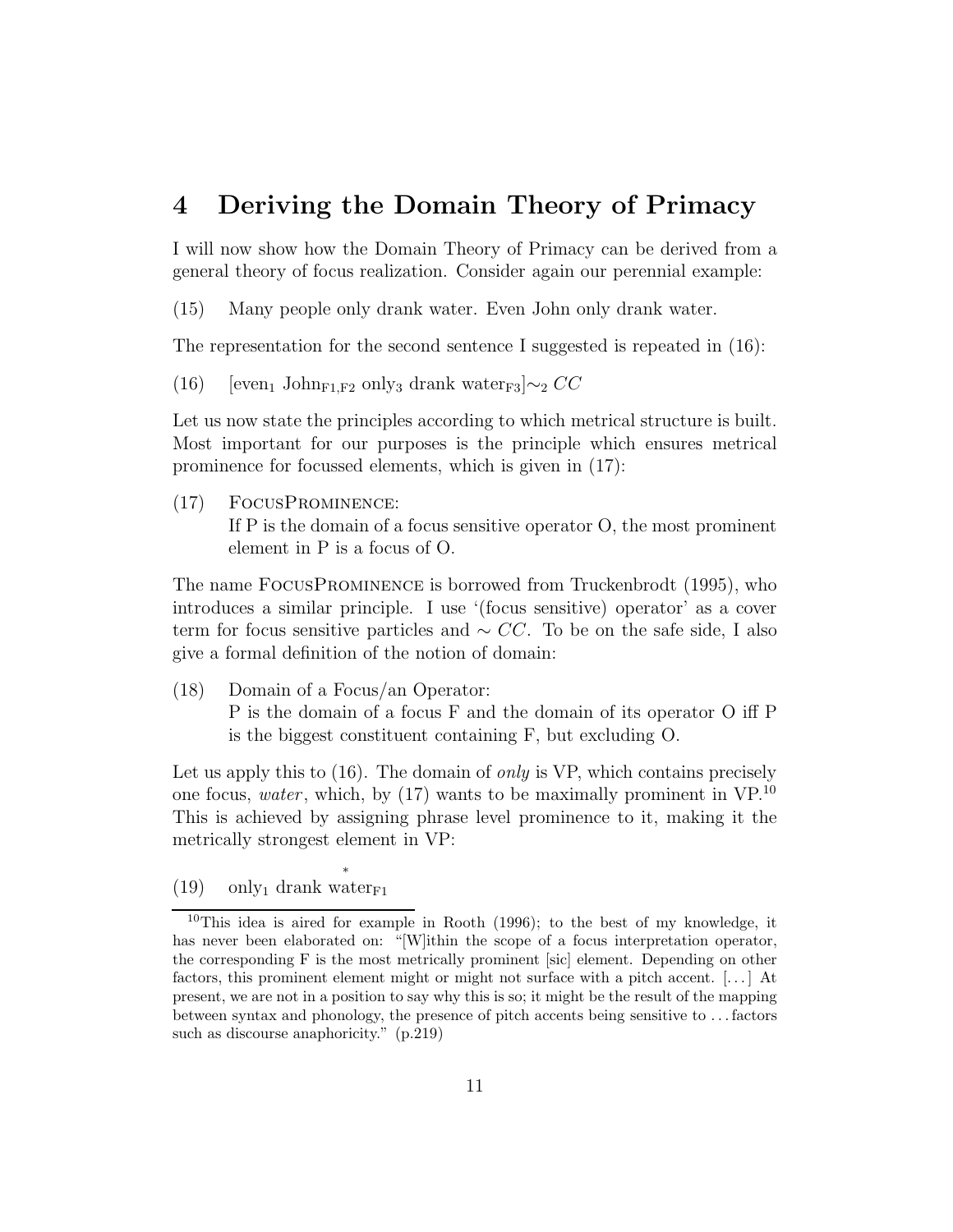# 4 Deriving the Domain Theory of Primacy

I will now show how the Domain Theory of Primacy can be derived from a general theory of focus realization. Consider again our perennial example:

(15) Many people only drank water. Even John only drank water.

The representation for the second sentence I suggested is repeated in (16):

(16) [even$_1$ John$_{F1,F2}$ only$_3$ drank water$_{F3}$]$\sim_2$ $CC$

Let us now state the principles according to which metrical structure is built. Most important for our purposes is the principle which ensures metrical prominence for focussed elements, which is given in (17):

(17) FocusProminence:
If P is the domain of a focus sensitive operator O, the most prominent element in P is a focus of O.

The name FocusProminence is borrowed from Truckenbrodt (1995), who introduces a similar principle. I use '(focus sensitive) operator' as a cover term for focus sensitive particles and $\sim CC$. To be on the safe side, I also give a formal definition of the notion of domain:

(18) Domain of a Focus/an Operator:
P is the domain of a focus F and the domain of its operator O iff P is the biggest constituent containing F, but excluding O.

Let us apply this to (16). The domain of *only* is VP, which contains precisely one focus, *water*, which, by (17) wants to be maximally prominent in VP.[10] This is achieved by assigning phrase level prominence to it, making it the metrically strongest element in VP:

(19) only$_1$ drank $\overset{*}{\text{water}}_{F1}$

[10] This idea is aired for example in Rooth (1996); to the best of my knowledge, it has never been elaborated on: "[W]ithin the scope of a focus interpretation operator, the corresponding F is the most metrically prominent [sic] element. Depending on other factors, this prominent element might or might not surface with a pitch accent. [...] At present, we are not in a position to say why this is so; it might be the result of the mapping between syntax and phonology, the presence of pitch accents being sensitive to ... factors such as discourse anaphoricity." (p.219)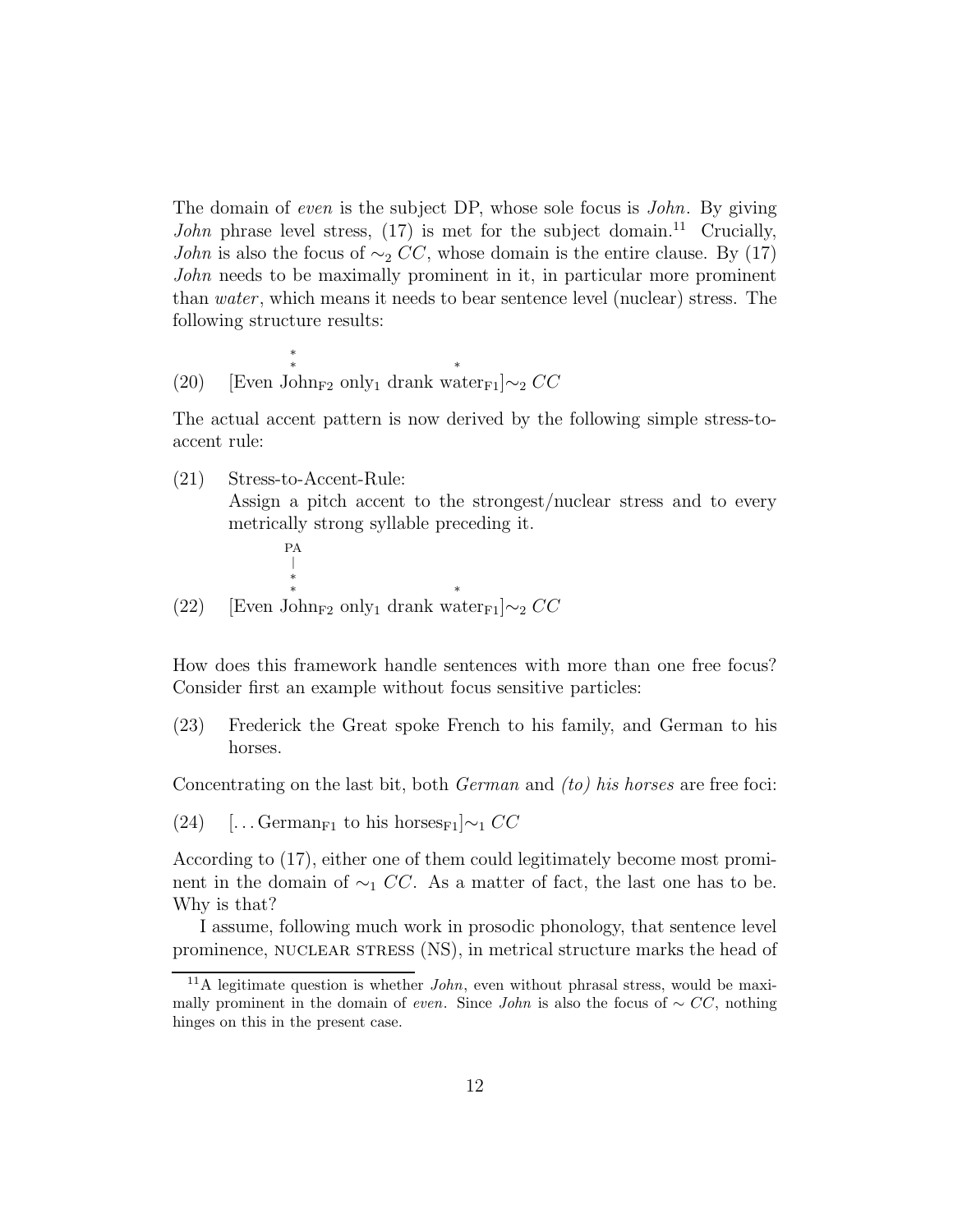The domain of *even* is the subject DP, whose sole focus is *John*. By giving *John* phrase level stress, (17) is met for the subject domain.[11] Crucially, *John* is also the focus of $\sim_2$ *CC*, whose domain is the entire clause. By (17) *John* needs to be maximally prominent in it, in particular more prominent than *water*, which means it needs to bear sentence level (nuclear) stress. The following structure results:

```
             *
             *                 *
(20)  [Even John_F2 only_1 drank water_F1]~_2 CC
```

The actual accent pattern is now derived by the following simple stress-to-accent rule:

(21) Stress-to-Accent-Rule:
Assign a pitch accent to the strongest/nuclear stress and to every metrically strong syllable preceding it.

```
             PA
             |
             *
             *                 *
(22)  [Even John_F2 only_1 drank water_F1]~_2 CC
```

How does this framework handle sentences with more than one free focus? Consider first an example without focus sensitive particles:

(23) Frederick the Great spoke French to his family, and German to his horses.

Concentrating on the last bit, both *German* and *(to) his horses* are free foci:

(24) [. . . German$_{F1}$ to his horses$_{F1}$]$\sim_1$ *CC*

According to (17), either one of them could legitimately become most prominent in the domain of $\sim_1$ *CC*. As a matter of fact, the last one has to be. Why is that?

I assume, following much work in prosodic phonology, that sentence level prominence, NUCLEAR STRESS (NS), in metrical structure marks the head of

[11] A legitimate question is whether *John*, even without phrasal stress, would be maximally prominent in the domain of *even*. Since *John* is also the focus of $\sim$ *CC*, nothing hinges on this in the present case.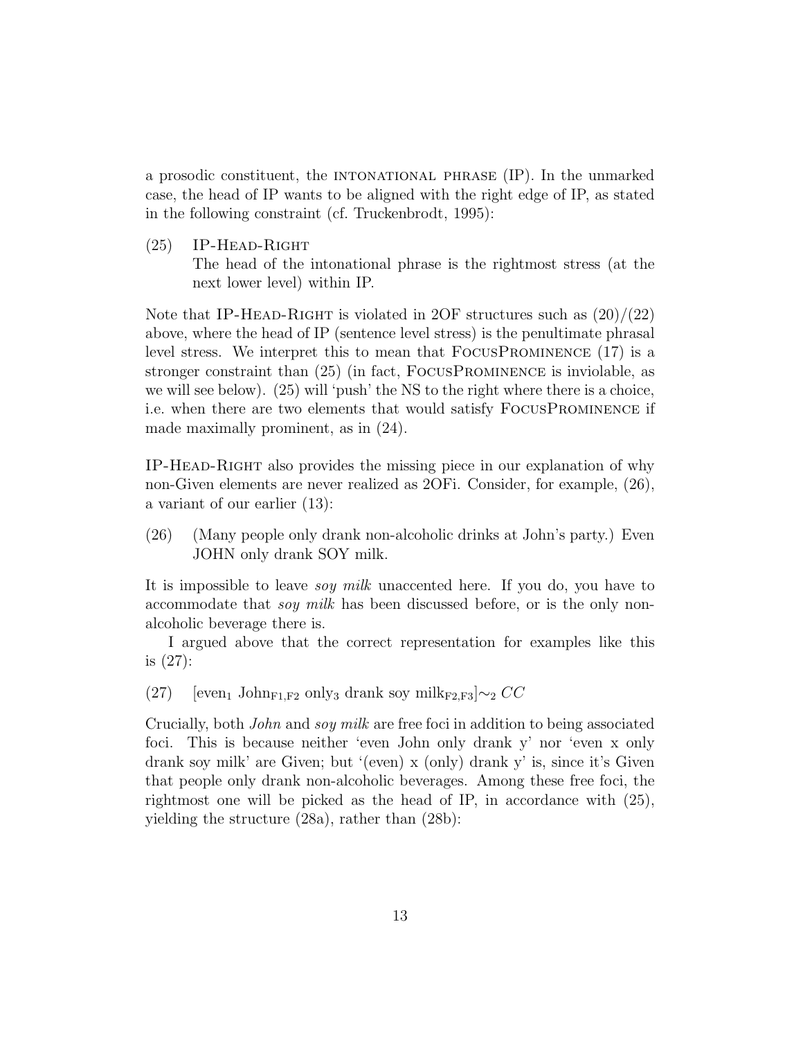a prosodic constituent, the INTONATIONAL PHRASE (IP). In the unmarked case, the head of IP wants to be aligned with the right edge of IP, as stated in the following constraint (cf. Truckenbrodt, 1995):

(25) IP-HEAD-RIGHT
The head of the intonational phrase is the rightmost stress (at the next lower level) within IP.

Note that IP-HEAD-RIGHT is violated in 2OF structures such as (20)/(22) above, where the head of IP (sentence level stress) is the penultimate phrasal level stress. We interpret this to mean that FOCUSPROMINENCE (17) is a stronger constraint than (25) (in fact, FOCUSPROMINENCE is inviolable, as we will see below). (25) will 'push' the NS to the right where there is a choice, i.e. when there are two elements that would satisfy FOCUSPROMINENCE if made maximally prominent, as in (24).

IP-HEAD-RIGHT also provides the missing piece in our explanation of why non-Given elements are never realized as 2OFi. Consider, for example, (26), a variant of our earlier (13):

(26) (Many people only drank non-alcoholic drinks at John's party.) Even JOHN only drank SOY milk.

It is impossible to leave *soy milk* unaccented here. If you do, you have to accommodate that *soy milk* has been discussed before, or is the only non-alcoholic beverage there is.

I argued above that the correct representation for examples like this is (27):

(27) [even$_1$ John$_{F1,F2}$ only$_3$ drank soy milk$_{F2,F3}$]$\sim_2$ $CC$

Crucially, both *John* and *soy milk* are free foci in addition to being associated foci. This is because neither 'even John only drank y' nor 'even x only drank soy milk' are Given; but '(even) x (only) drank y' is, since it's Given that people only drank non-alcoholic beverages. Among these free foci, the rightmost one will be picked as the head of IP, in accordance with (25), yielding the structure (28a), rather than (28b):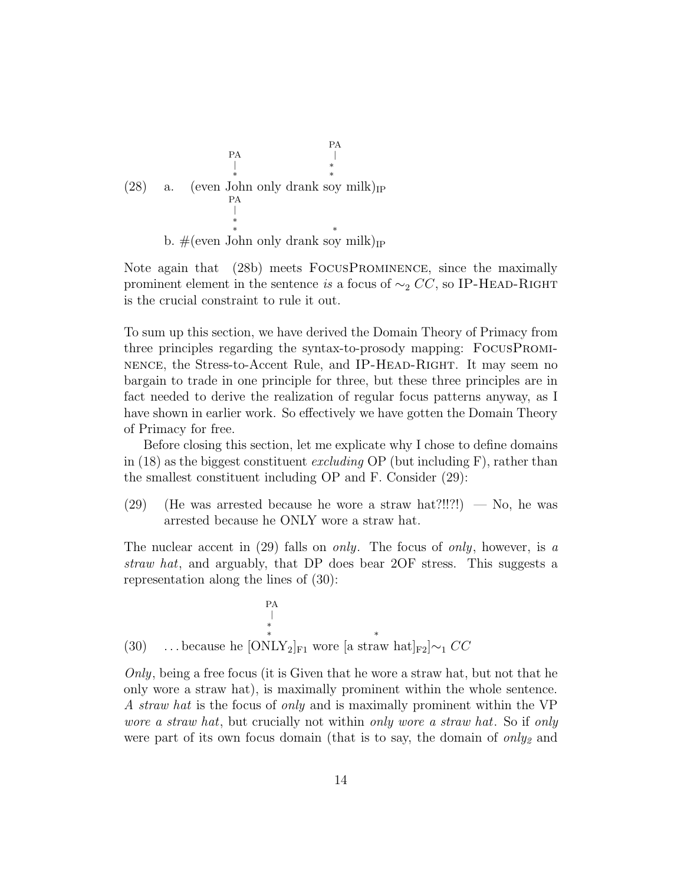```
                 PA               PA
                 |                |
                 *                *
                 *                *
(28)  a.  (even John only drank soy milk)_IP
                 PA
                 |
                 *
                 *                *
      b. #(even John only drank soy milk)_IP
```

Note again that (28b) meets FocusProminence, since the maximally prominent element in the sentence *is* a focus of $\sim_2$ $CC$, so IP-Head-Right is the crucial constraint to rule it out.

To sum up this section, we have derived the Domain Theory of Primacy from three principles regarding the syntax-to-prosody mapping: FocusProminence, the Stress-to-Accent Rule, and IP-Head-Right. It may seem no bargain to trade in one principle for three, but these three principles are in fact needed to derive the realization of regular focus patterns anyway, as I have shown in earlier work. So effectively we have gotten the Domain Theory of Primacy for free.

Before closing this section, let me explicate why I chose to define domains in (18) as the biggest constituent *excluding* OP (but including F), rather than the smallest constituent including OP and F. Consider (29):

(29) (He was arrested because he wore a straw hat?!!?!) — No, he was arrested because he ONLY wore a straw hat.

The nuclear accent in (29) falls on *only*. The focus of *only*, however, is *a straw hat*, and arguably, that DP does bear 2OF stress. This suggests a representation along the lines of (30):

```
                          PA
                          |
                          *
                          *                  *
(30)  ... because he [ONLY_2]_F1 wore [a straw hat]_F2]~_1 CC
```

*Only*, being a free focus (it is Given that he wore a straw hat, but not that he only wore a straw hat), is maximally prominent within the whole sentence. *A straw hat* is the focus of *only* and is maximally prominent within the VP *wore a straw hat*, but crucially not within *only wore a straw hat*. So if *only* were part of its own focus domain (that is to say, the domain of *only₂* and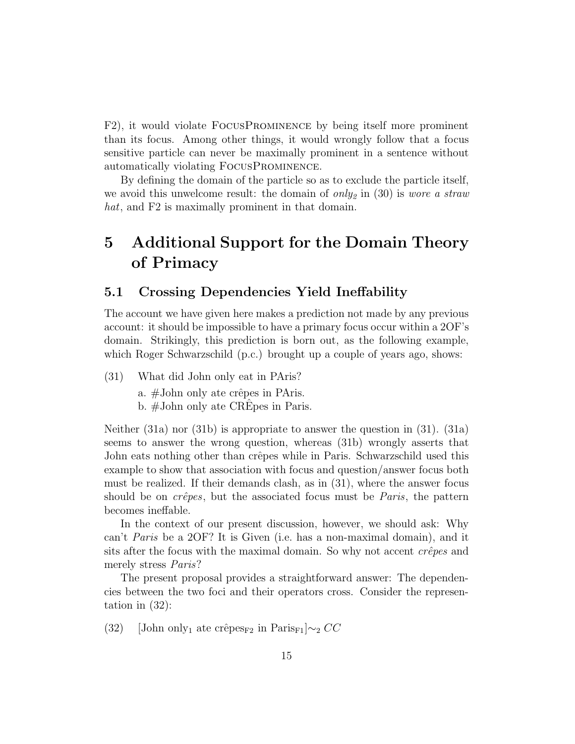F2), it would violate FocusProminence by being itself more prominent than its focus. Among other things, it would wrongly follow that a focus sensitive particle can never be maximally prominent in a sentence without automatically violating FocusProminence.

By defining the domain of the particle so as to exclude the particle itself, we avoid this unwelcome result: the domain of *only₂* in (30) is *wore a straw hat*, and F2 is maximally prominent in that domain.

# 5 Additional Support for the Domain Theory of Primacy

## 5.1 Crossing Dependencies Yield Ineffability

The account we have given here makes a prediction not made by any previous account: it should be impossible to have a primary focus occur within a 2OF's domain. Strikingly, this prediction is born out, as the following example, which Roger Schwarzschild (p.c.) brought up a couple of years ago, shows:

(31) What did John only eat in PAris?

a. #John only ate crêpes in PAris.

b. #John only ate CRÊpes in Paris.

Neither (31a) nor (31b) is appropriate to answer the question in (31). (31a) seems to answer the wrong question, whereas (31b) wrongly asserts that John eats nothing other than crêpes while in Paris. Schwarzschild used this example to show that association with focus and question/answer focus both must be realized. If their demands clash, as in (31), where the answer focus should be on *crêpes*, but the associated focus must be *Paris*, the pattern becomes ineffable.

In the context of our present discussion, however, we should ask: Why can't *Paris* be a 2OF? It is Given (i.e. has a non-maximal domain), and it sits after the focus with the maximal domain. So why not accent *crêpes* and merely stress *Paris*?

The present proposal provides a straightforward answer: The dependencies between the two foci and their operators cross. Consider the representation in (32):

(32) [John only$_1$ ate crêpes$_{\text{F2}}$ in Paris$_{\text{F1}}$]$\sim_2$ $CC$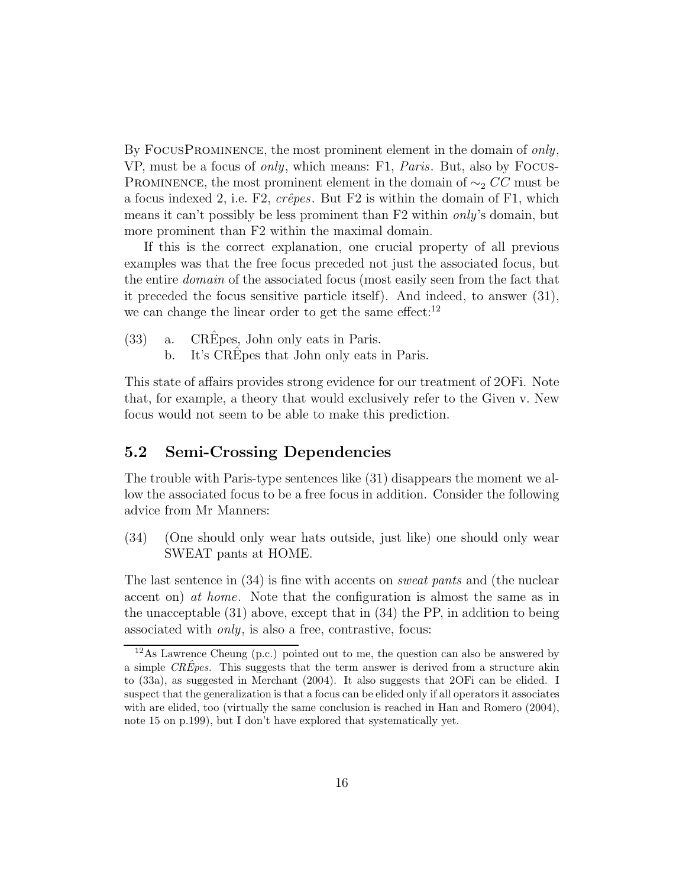By FocusProminence, the most prominent element in the domain of *only*, VP, must be a focus of *only*, which means: F1, *Paris*. But, also by FocusProminence, the most prominent element in the domain of $\sim_2 CC$ must be a focus indexed 2, i.e. F2, *crêpes*. But F2 is within the domain of F1, which means it can't possibly be less prominent than F2 within *only*'s domain, but more prominent than F2 within the maximal domain.

If this is the correct explanation, one crucial property of all previous examples was that the free focus preceded not just the associated focus, but the entire *domain* of the associated focus (most easily seen from the fact that it preceded the focus sensitive particle itself). And indeed, to answer (31), we can change the linear order to get the same effect:[12]

(33) a. CRÊpes, John only eats in Paris.
 b. It's CRÊpes that John only eats in Paris.

This state of affairs provides strong evidence for our treatment of 2OFi. Note that, for example, a theory that would exclusively refer to the Given v. New focus would not seem to be able to make this prediction.

## 5.2 Semi-Crossing Dependencies

The trouble with Paris-type sentences like (31) disappears the moment we allow the associated focus to be a free focus in addition. Consider the following advice from Mr Manners:

(34) (One should only wear hats outside, just like) one should only wear SWEAT pants at HOME.

The last sentence in (34) is fine with accents on *sweat pants* and (the nuclear accent on) *at home*. Note that the configuration is almost the same as in the unacceptable (31) above, except that in (34) the PP, in addition to being associated with *only*, is also a free, contrastive, focus:

[12] As Lawrence Cheung (p.c.) pointed out to me, the question can also be answered by a simple *CRÊpes*. This suggests that the term answer is derived from a structure akin to (33a), as suggested in Merchant (2004). It also suggests that 2OFi can be elided. I suspect that the generalization is that a focus can be elided only if all operators it associates with are elided, too (virtually the same conclusion is reached in Han and Romero (2004), note 15 on p.199), but I don't have explored that systematically yet.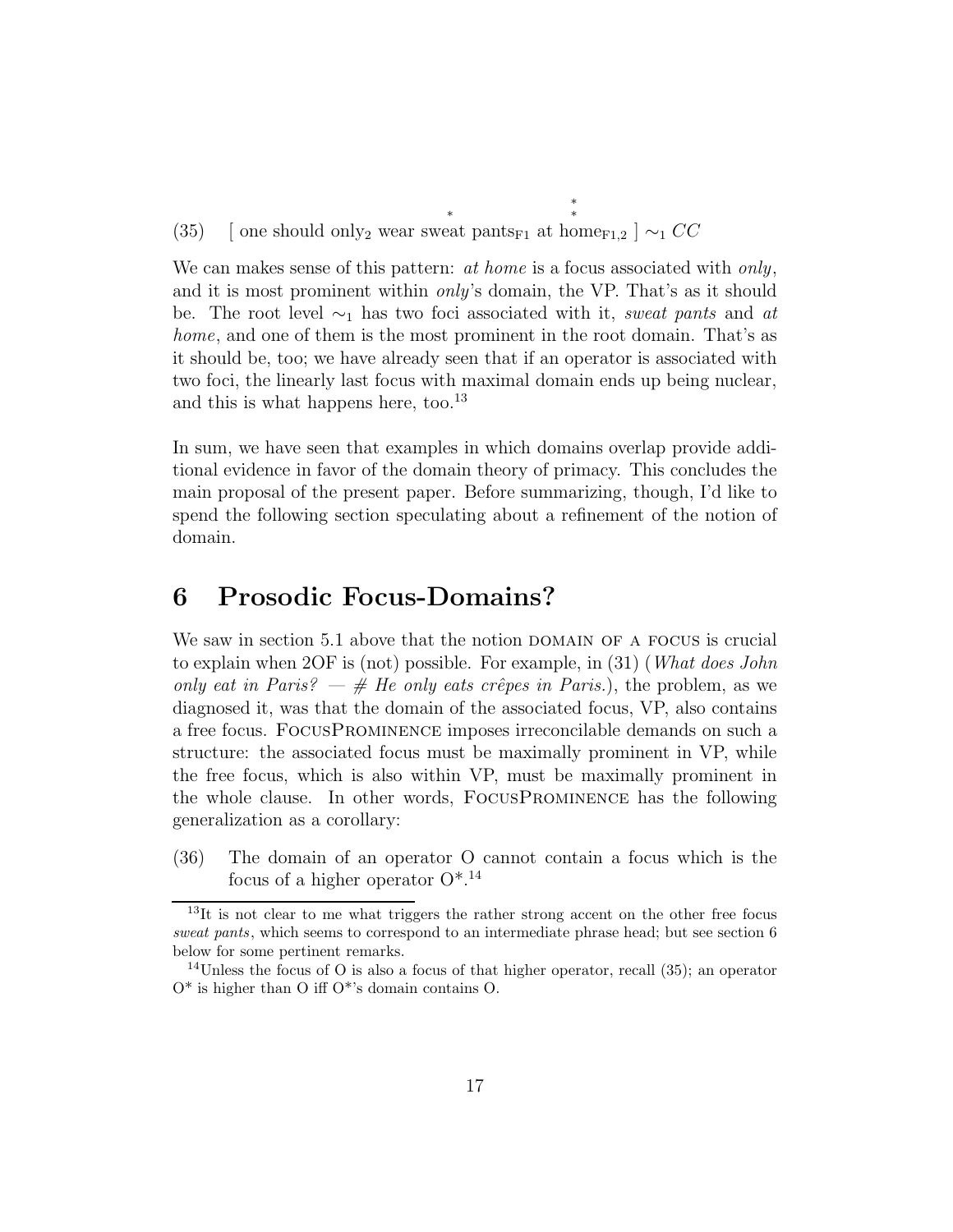(35) [ one should only$_2$ wear sweat pants$_{F1}$ at home$_{F1,2}$ ] $\sim_1$ $CC$

(Prominence marks: one * above "sweat"; two * above "home".)

We can makes sense of this pattern: *at home* is a focus associated with *only*, and it is most prominent within *only*'s domain, the VP. That's as it should be. The root level $\sim_1$ has two foci associated with it, *sweat pants* and *at home*, and one of them is the most prominent in the root domain. That's as it should be, too; we have already seen that if an operator is associated with two foci, the linearly last focus with maximal domain ends up being nuclear, and this is what happens here, too.[13]

In sum, we have seen that examples in which domains overlap provide additional evidence in favor of the domain theory of primacy. This concludes the main proposal of the present paper. Before summarizing, though, I'd like to spend the following section speculating about a refinement of the notion of domain.

# 6 Prosodic Focus-Domains?

We saw in section 5.1 above that the notion DOMAIN OF A FOCUS is crucial to explain when 2OF is (not) possible. For example, in (31) (*What does John only eat in Paris? — # He only eats crêpes in Paris.*), the problem, as we diagnosed it, was that the domain of the associated focus, VP, also contains a free focus. FOCUSPROMINENCE imposes irreconcilable demands on such a structure: the associated focus must be maximally prominent in VP, while the free focus, which is also within VP, must be maximally prominent in the whole clause. In other words, FOCUSPROMINENCE has the following generalization as a corollary:

(36) The domain of an operator O cannot contain a focus which is the focus of a higher operator O*.[14]

---

[13] It is not clear to me what triggers the rather strong accent on the other free focus *sweat pants*, which seems to correspond to an intermediate phrase head; but see section 6 below for some pertinent remarks.

[14] Unless the focus of O is also a focus of that higher operator, recall (35); an operator O* is higher than O iff O*'s domain contains O.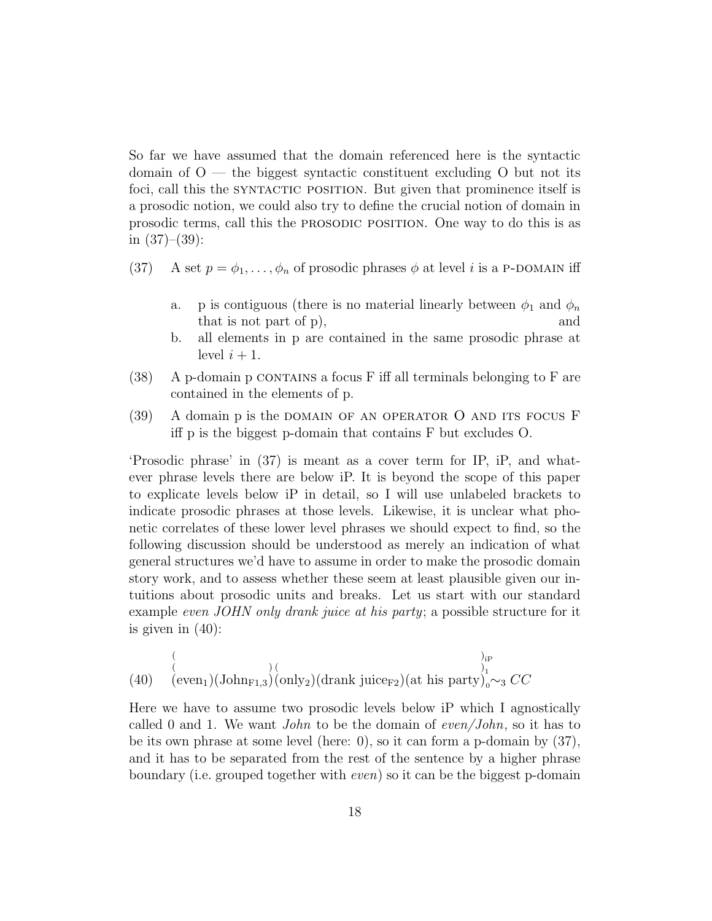So far we have assumed that the domain referenced here is the syntactic domain of O — the biggest syntactic constituent excluding O but not its foci, call this the SYNTACTIC POSITION. But given that prominence itself is a prosodic notion, we could also try to define the crucial notion of domain in prosodic terms, call this the PROSODIC POSITION. One way to do this is as in (37)–(39):

(37) A set $p = \phi_1, \ldots, \phi_n$ of prosodic phrases $\phi$ at level $i$ is a P-DOMAIN iff

- a. p is contiguous (there is no material linearly between $\phi_1$ and $\phi_n$ that is not part of p), and
- b. all elements in p are contained in the same prosodic phrase at level $i + 1$.

(38) A p-domain p CONTAINS a focus F iff all terminals belonging to F are contained in the elements of p.

(39) A domain p is the DOMAIN OF AN OPERATOR O AND ITS FOCUS F iff p is the biggest p-domain that contains F but excludes O.

'Prosodic phrase' in (37) is meant as a cover term for IP, iP, and whatever phrase levels there are below iP. It is beyond the scope of this paper to explicate levels below iP in detail, so I will use unlabeled brackets to indicate prosodic phrases at those levels. Likewise, it is unclear what phonetic correlates of these lower level phrases we should expect to find, so the following discussion should be understood as merely an indication of what general structures we'd have to assume in order to make the prosodic domain story work, and to assess whether these seem at least plausible given our intuitions about prosodic units and breaks. Let us start with our standard example *even JOHN only drank juice at his party*; a possible structure for it is given in (40):

(40) $\overset{(}{\overset{(}{(}}\text{even}_1)(\text{John}_{\text{F1,3}})\overset{)\,(}{)}(\text{only}_2)(\text{drank juice}_{\text{F2}})(\text{at his party})\overset{)_{\text{iP}}}{\overset{)_1}{)_0}}\sim_3 CC$

Here we have to assume two prosodic levels below iP which I agnostically called 0 and 1. We want *John* to be the domain of *even/John*, so it has to be its own phrase at some level (here: 0), so it can form a p-domain by (37), and it has to be separated from the rest of the sentence by a higher phrase boundary (i.e. grouped together with *even*) so it can be the biggest p-domain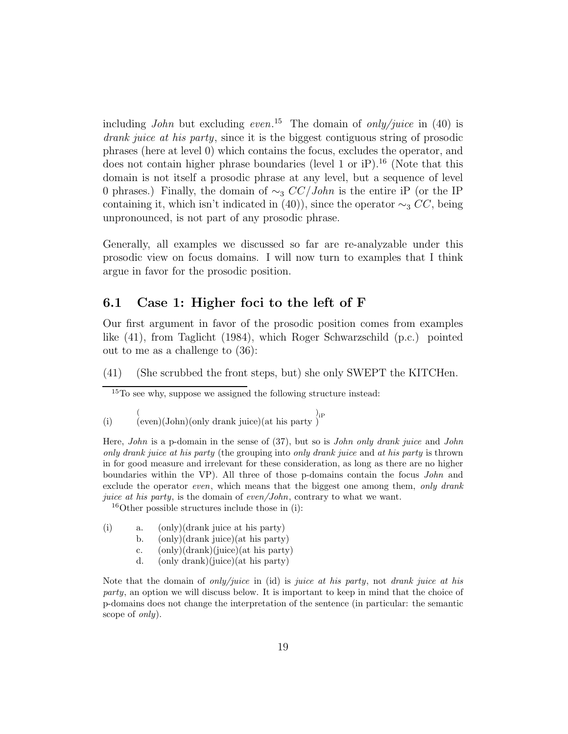including *John* but excluding *even*.[15] The domain of *only/juice* in (40) is *drank juice at his party*, since it is the biggest contiguous string of prosodic phrases (here at level 0) which contains the focus, excludes the operator, and does not contain higher phrase boundaries (level 1 or iP).[16] (Note that this domain is not itself a prosodic phrase at any level, but a sequence of level 0 phrases.) Finally, the domain of $\sim_3 CC/John$ is the entire iP (or the IP containing it, which isn't indicated in (40)), since the operator $\sim_3 CC$, being unpronounced, is not part of any prosodic phrase.

Generally, all examples we discussed so far are re-analyzable under this prosodic view on focus domains. I will now turn to examples that I think argue in favor for the prosodic position.

## 6.1 Case 1: Higher foci to the left of F

Our first argument in favor of the prosodic position comes from examples like (41), from Taglicht (1984), which Roger Schwarzschild (p.c.) pointed out to me as a challenge to (36):

(41) (She scrubbed the front steps, but) she only SWEPT the KITCHen.

---

[15] To see why, suppose we assigned the following structure instead:

(i) ((even)(John)(only drank juice)(at his party ))$_{\text{iP}}$

Here, *John* is a p-domain in the sense of (37), but so is *John only drank juice* and *John only drank juice at his party* (the grouping into *only drank juice* and *at his party* is thrown in for good measure and irrelevant for these consideration, as long as there are no higher boundaries within the VP). All three of those p-domains contain the focus *John* and exclude the operator *even*, which means that the biggest one among them, *only drank juice at his party*, is the domain of *even/John*, contrary to what we want.

[16] Other possible structures include those in (i):

(i)
 a. (only)(drank juice at his party)
 b. (only)(drank juice)(at his party)
 c. (only)(drank)(juice)(at his party)
 d. (only drank)(juice)(at his party)

Note that the domain of *only/juice* in (id) is *juice at his party*, not *drank juice at his party*, an option we will discuss below. It is important to keep in mind that the choice of p-domains does not change the interpretation of the sentence (in particular: the semantic scope of *only*).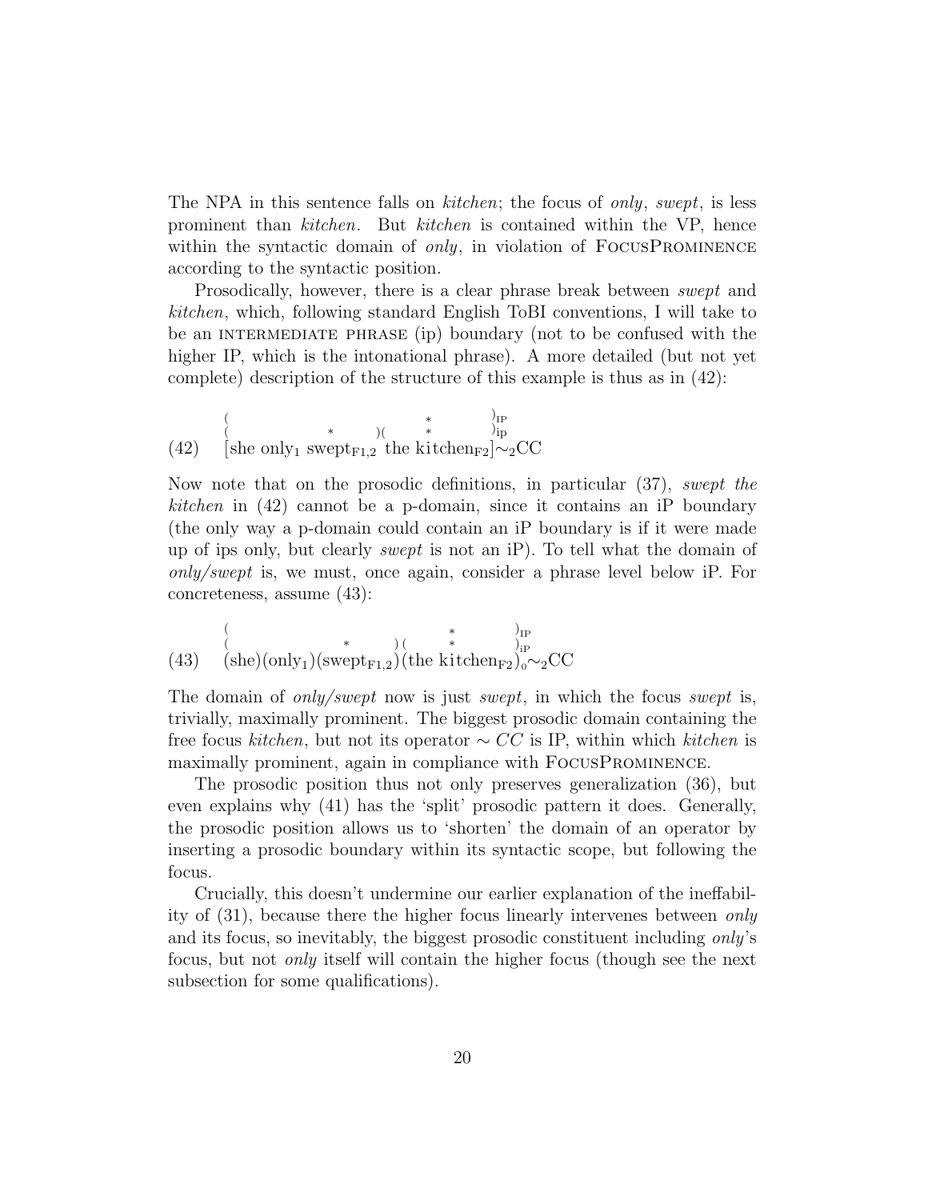The NPA in this sentence falls on *kitchen*; the focus of *only*, *swept*, is less prominent than *kitchen*. But *kitchen* is contained within the VP, hence within the syntactic domain of *only*, in violation of FocusProminence according to the syntactic position.

Prosodically, however, there is a clear phrase break between *swept* and *kitchen*, which, following standard English ToBI conventions, I will take to be an intermediate phrase (ip) boundary (not to be confused with the higher IP, which is the intonational phrase). A more detailed (but not yet complete) description of the structure of this example is thus as in (42):

```
       (                              *            )IP
       (               *         )(   *            )ip
(42)   [she only1 sweptF1,2  the kitchenF2]~2CC
```

Now note that on the prosodic definitions, in particular (37), *swept the kitchen* in (42) cannot be a p-domain, since it contains an iP boundary (the only way a p-domain could contain an iP boundary is if it were made up of ips only, but clearly *swept* is not an iP). To tell what the domain of *only/swept* is, we must, once again, consider a phrase level below iP. For concreteness, assume (43):

```
       (                                *            )IP
       (                  *         ) (  *           )iP
(43)   (she)(only1)(sweptF1,2)(the kitchenF2)0~2CC
```

The domain of *only/swept* now is just *swept*, in which the focus *swept* is, trivially, maximally prominent. The biggest prosodic domain containing the free focus *kitchen*, but not its operator $\sim CC$ is IP, within which *kitchen* is maximally prominent, again in compliance with FocusProminence.

The prosodic position thus not only preserves generalization (36), but even explains why (41) has the 'split' prosodic pattern it does. Generally, the prosodic position allows us to 'shorten' the domain of an operator by inserting a prosodic boundary within its syntactic scope, but following the focus.

Crucially, this doesn't undermine our earlier explanation of the ineffability of (31), because there the higher focus linearly intervenes between *only* and its focus, so inevitably, the biggest prosodic constituent including *only*'s focus, but not *only* itself will contain the higher focus (though see the next subsection for some qualifications).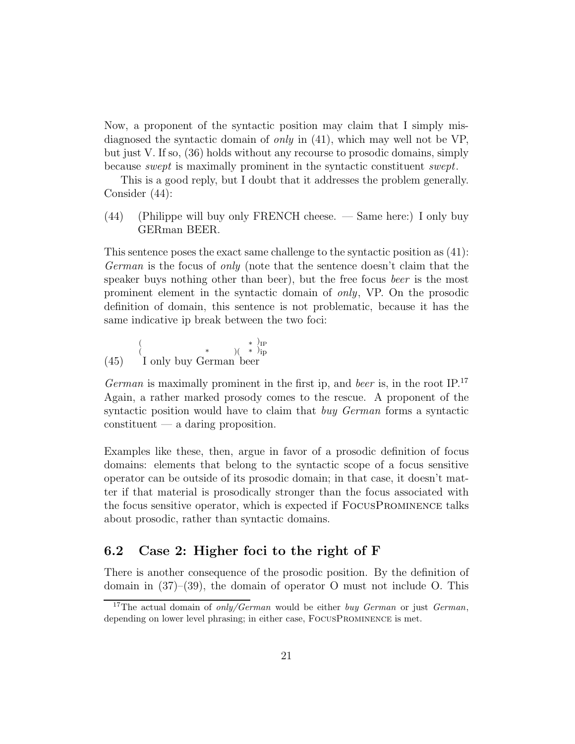Now, a proponent of the syntactic position may claim that I simply misdiagnosed the syntactic domain of *only* in (41), which may well not be VP, but just V. If so, (36) holds without any recourse to prosodic domains, simply because *swept* is maximally prominent in the syntactic constituent *swept*.

This is a good reply, but I doubt that it addresses the problem generally. Consider (44):

(44) (Philippe will buy only FRENCH cheese. — Same here:) I only buy GERman BEER.

This sentence poses the exact same challenge to the syntactic position as (41): *German* is the focus of *only* (note that the sentence doesn't claim that the speaker buys nothing other than beer), but the free focus *beer* is the most prominent element in the syntactic domain of *only*, VP. On the prosodic definition of domain, this sentence is not problematic, because it has the same indicative ip break between the two foci:

```
      (                        * )IP
      (              *       )(  * )ip
(45)   I only buy German beer
```

*German* is maximally prominent in the first ip, and *beer* is, in the root IP.[17] Again, a rather marked prosody comes to the rescue. A proponent of the syntactic position would have to claim that *buy German* forms a syntactic constituent — a daring proposition.

Examples like these, then, argue in favor of a prosodic definition of focus domains: elements that belong to the syntactic scope of a focus sensitive operator can be outside of its prosodic domain; in that case, it doesn't matter if that material is prosodically stronger than the focus associated with the focus sensitive operator, which is expected if FocusProminence talks about prosodic, rather than syntactic domains.

## 6.2 Case 2: Higher foci to the right of F

There is another consequence of the prosodic position. By the definition of domain in (37)–(39), the domain of operator O must not include O. This

[17] The actual domain of *only/German* would be either *buy German* or just *German*, depending on lower level phrasing; in either case, FocusProminence is met.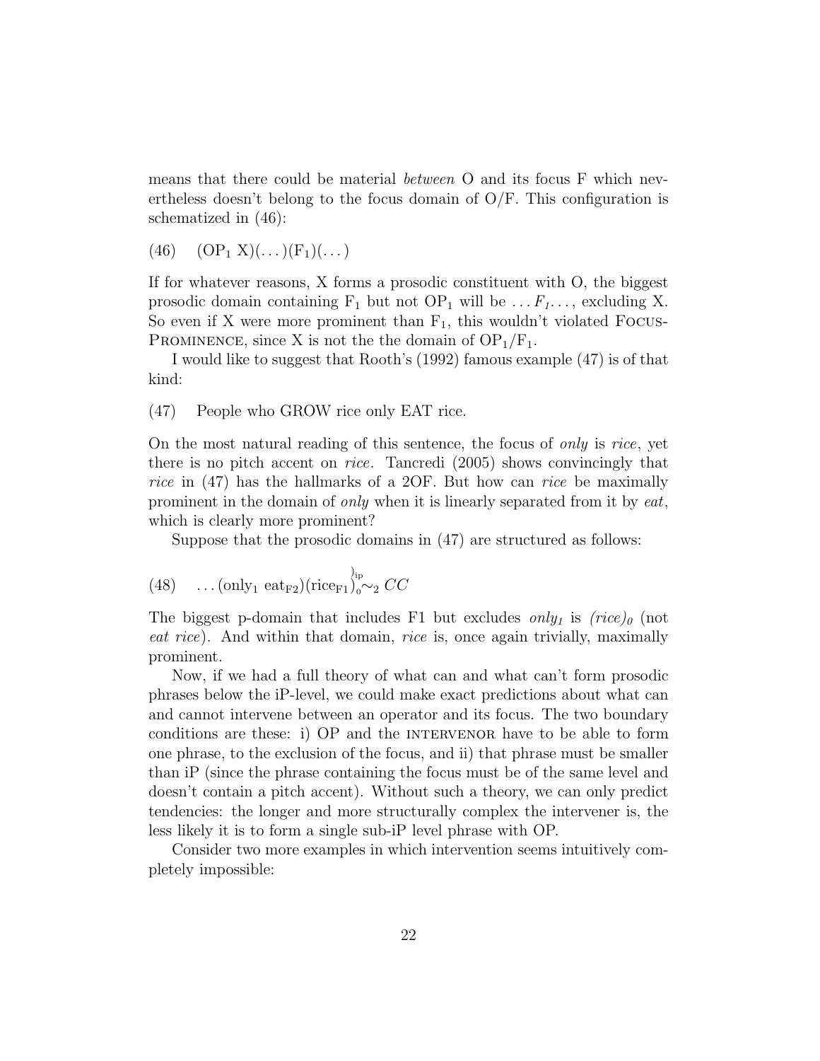means that there could be material *between* O and its focus F which nevertheless doesn't belong to the focus domain of O/F. This configuration is schematized in (46):

(46) $(\mathrm{OP}_1\ \mathrm{X})(\ldots)(\mathrm{F}_1)(\ldots)$

If for whatever reasons, X forms a prosodic constituent with O, the biggest prosodic domain containing $\mathrm{F}_1$ but not $\mathrm{OP}_1$ will be $\ldots F_1 \ldots$, excluding X. So even if X were more prominent than $\mathrm{F}_1$, this wouldn't violated Focus-Prominence, since X is not the the domain of $\mathrm{OP}_1/\mathrm{F}_1$.

I would like to suggest that Rooth's (1992) famous example (47) is of that kind:

(47) People who GROW rice only EAT rice.

On the most natural reading of this sentence, the focus of *only* is *rice*, yet there is no pitch accent on *rice*. Tancredi (2005) shows convincingly that *rice* in (47) has the hallmarks of a 2OF. But how can *rice* be maximally prominent in the domain of *only* when it is linearly separated from it by *eat*, which is clearly more prominent?

Suppose that the prosodic domains in (47) are structured as follows:

(48) $\ldots(\mathrm{only}_1\ \mathrm{eat}_{\mathrm{F2}})(\mathrm{rice}_{\mathrm{F1}})_0^{)_{\mathrm{ip}}}\!\sim_2 CC$

The biggest p-domain that includes F1 but excludes *only₁* is *(rice)₀* (not *eat rice*). And within that domain, *rice* is, once again trivially, maximally prominent.

Now, if we had a full theory of what can and what can't form prosodic phrases below the iP-level, we could make exact predictions about what can and cannot intervene between an operator and its focus. The two boundary conditions are these: i) OP and the intervenor have to be able to form one phrase, to the exclusion of the focus, and ii) that phrase must be smaller than iP (since the phrase containing the focus must be of the same level and doesn't contain a pitch accent). Without such a theory, we can only predict tendencies: the longer and more structurally complex the intervener is, the less likely it is to form a single sub-iP level phrase with OP.

Consider two more examples in which intervention seems intuitively completely impossible: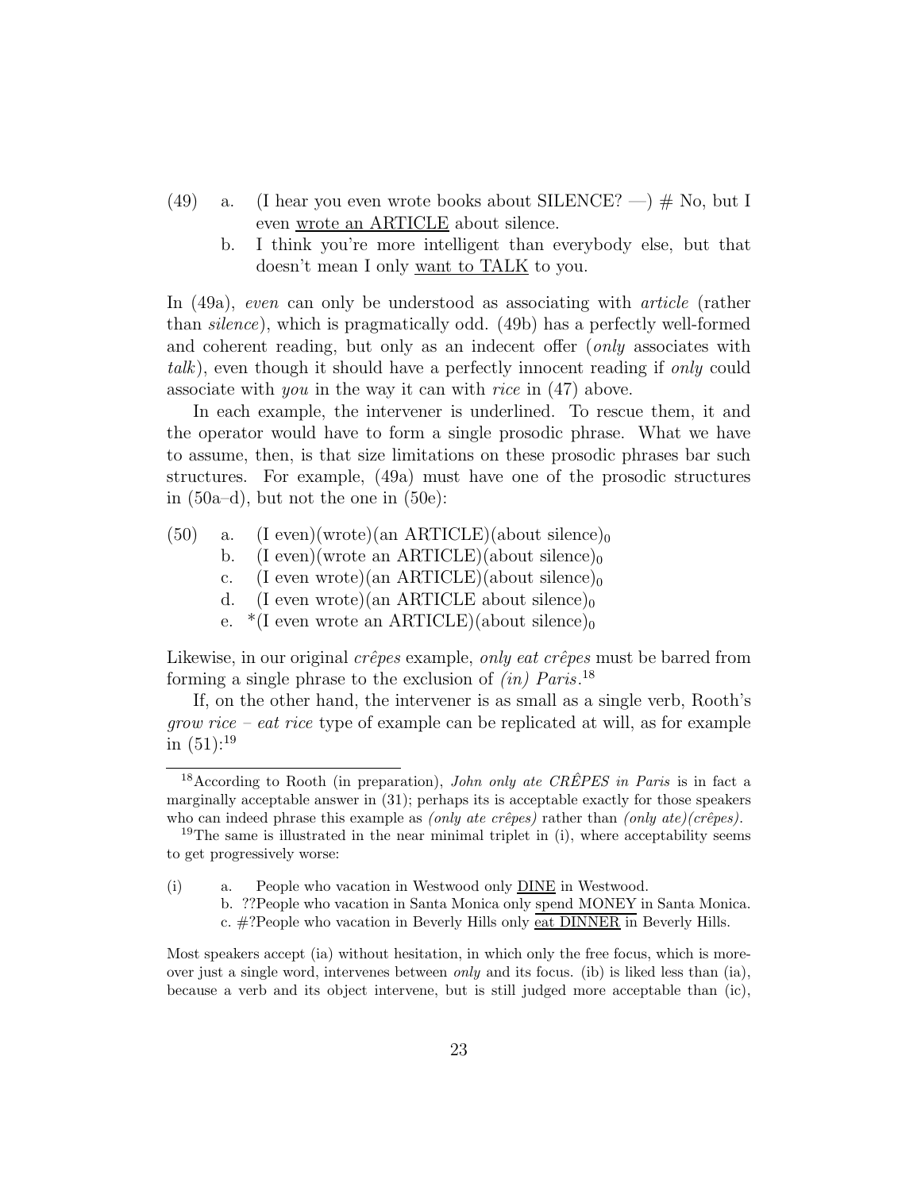(49) a. (I hear you even wrote books about SILENCE? —) # No, but I even <u>wrote an ARTICLE</u> about silence.

b. I think you're more intelligent than everybody else, but that doesn't mean I only <u>want to TALK</u> to you.

In (49a), *even* can only be understood as associating with *article* (rather than *silence*), which is pragmatically odd. (49b) has a perfectly well-formed and coherent reading, but only as an indecent offer (*only* associates with *talk*), even though it should have a perfectly innocent reading if *only* could associate with *you* in the way it can with *rice* in (47) above.

In each example, the intervener is underlined. To rescue them, it and the operator would have to form a single prosodic phrase. What we have to assume, then, is that size limitations on these prosodic phrases bar such structures. For example, (49a) must have one of the prosodic structures in (50a–d), but not the one in (50e):

(50) a. (I even)(wrote)(an ARTICLE)(about silence)$_0$

b. (I even)(wrote an ARTICLE)(about silence)$_0$

c. (I even wrote)(an ARTICLE)(about silence)$_0$

d. (I even wrote)(an ARTICLE about silence)$_0$

e. *(I even wrote an ARTICLE)(about silence)$_0$

Likewise, in our original *crêpes* example, *only eat crêpes* must be barred from forming a single phrase to the exclusion of *(in) Paris*.[18]

If, on the other hand, the intervener is as small as a single verb, Rooth's *grow rice – eat rice* type of example can be replicated at will, as for example in (51):[19]

---

[18] According to Rooth (in preparation), *John only ate CRÊPES in Paris* is in fact a marginally acceptable answer in (31); perhaps its is acceptable exactly for those speakers who can indeed phrase this example as *(only ate crêpes)* rather than *(only ate)(crêpes)*.

[19] The same is illustrated in the near minimal triplet in (i), where acceptability seems to get progressively worse:

(i) a. People who vacation in Westwood only <u>DINE</u> in Westwood.

b. ??People who vacation in Santa Monica only <u>spend MONEY</u> in Santa Monica.

c. #?People who vacation in Beverly Hills only <u>eat DINNER</u> in Beverly Hills.

Most speakers accept (ia) without hesitation, in which only the free focus, which is moreover just a single word, intervenes between *only* and its focus. (ib) is liked less than (ia), because a verb and its object intervene, but is still judged more acceptable than (ic),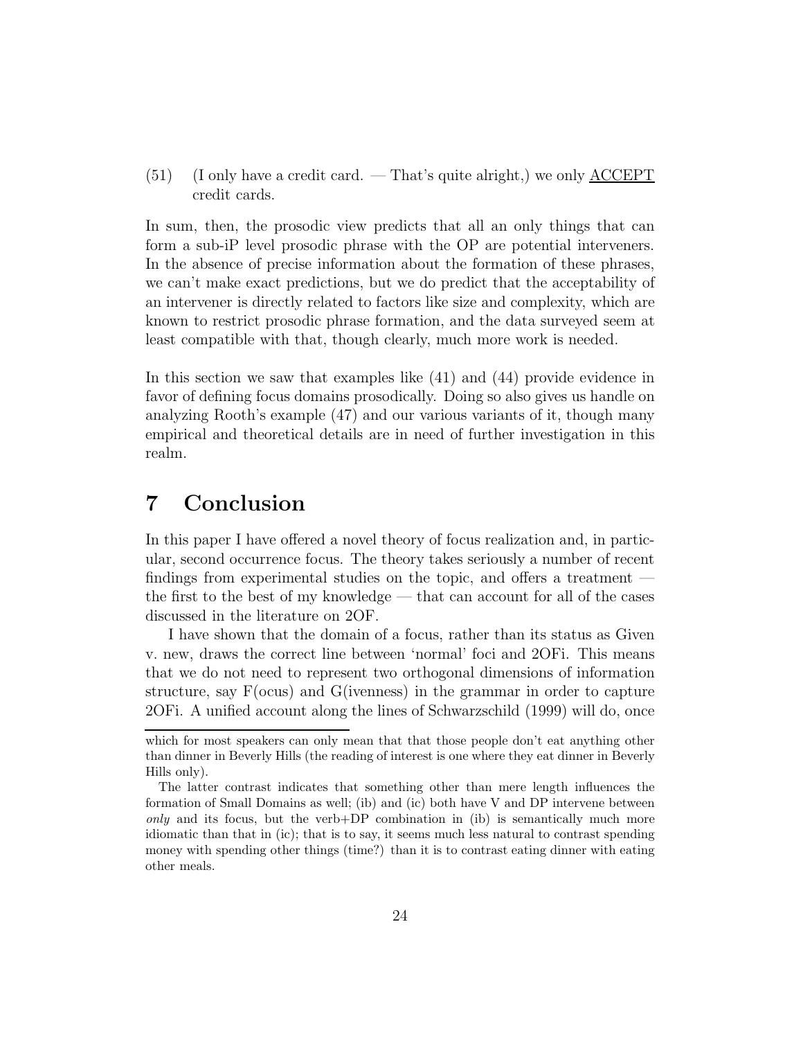(51) (I only have a credit card. — That's quite alright,) we only <u>ACCEPT</u> credit cards.

In sum, then, the prosodic view predicts that all an only things that can form a sub-iP level prosodic phrase with the OP are potential interveners. In the absence of precise information about the formation of these phrases, we can't make exact predictions, but we do predict that the acceptability of an intervener is directly related to factors like size and complexity, which are known to restrict prosodic phrase formation, and the data surveyed seem at least compatible with that, though clearly, much more work is needed.

In this section we saw that examples like (41) and (44) provide evidence in favor of defining focus domains prosodically. Doing so also gives us handle on analyzing Rooth's example (47) and our various variants of it, though many empirical and theoretical details are in need of further investigation in this realm.

# 7 Conclusion

In this paper I have offered a novel theory of focus realization and, in particular, second occurrence focus. The theory takes seriously a number of recent findings from experimental studies on the topic, and offers a treatment — the first to the best of my knowledge — that can account for all of the cases discussed in the literature on 2OF.

I have shown that the domain of a focus, rather than its status as Given v. new, draws the correct line between 'normal' foci and 2OFi. This means that we do not need to represent two orthogonal dimensions of information structure, say F(ocus) and G(ivenness) in the grammar in order to capture 2OFi. A unified account along the lines of Schwarzschild (1999) will do, once

---

which for most speakers can only mean that that those people don't eat anything other than dinner in Beverly Hills (the reading of interest is one where they eat dinner in Beverly Hills only).

The latter contrast indicates that something other than mere length influences the formation of Small Domains as well; (ib) and (ic) both have V and DP intervene between *only* and its focus, but the verb+DP combination in (ib) is semantically much more idiomatic than that in (ic); that is to say, it seems much less natural to contrast spending money with spending other things (time?) than it is to contrast eating dinner with eating other meals.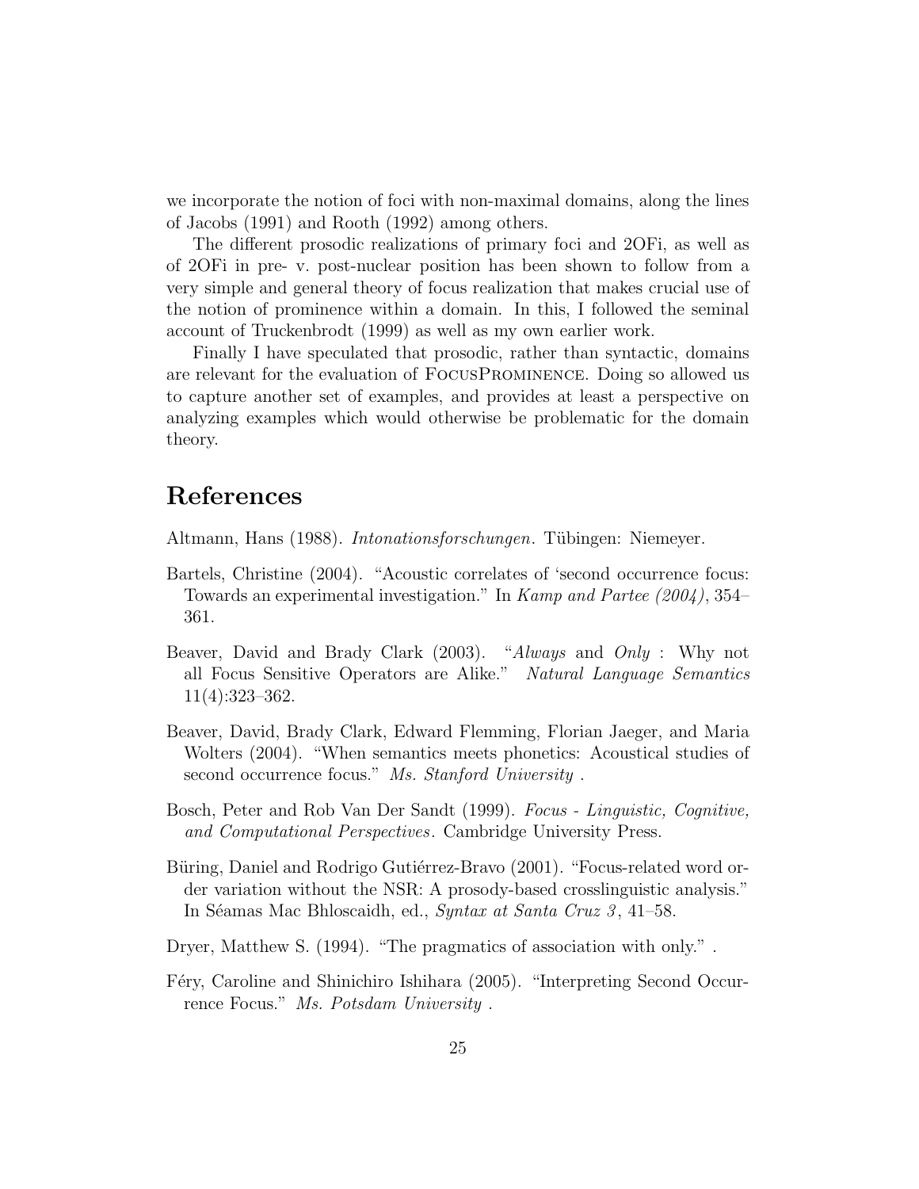we incorporate the notion of foci with non-maximal domains, along the lines of Jacobs (1991) and Rooth (1992) among others.

The different prosodic realizations of primary foci and 2OFi, as well as of 2OFi in pre- v. post-nuclear position has been shown to follow from a very simple and general theory of focus realization that makes crucial use of the notion of prominence within a domain. In this, I followed the seminal account of Truckenbrodt (1999) as well as my own earlier work.

Finally I have speculated that prosodic, rather than syntactic, domains are relevant for the evaluation of FocusProminence. Doing so allowed us to capture another set of examples, and provides at least a perspective on analyzing examples which would otherwise be problematic for the domain theory.

# References

Altmann, Hans (1988). *Intonationsforschungen*. Tübingen: Niemeyer.

Bartels, Christine (2004). "Acoustic correlates of 'second occurrence focus: Towards an experimental investigation." In *Kamp and Partee (2004)*, 354–361.

Beaver, David and Brady Clark (2003). "*Always* and *Only* : Why not all Focus Sensitive Operators are Alike." *Natural Language Semantics* 11(4):323–362.

Beaver, David, Brady Clark, Edward Flemming, Florian Jaeger, and Maria Wolters (2004). "When semantics meets phonetics: Acoustical studies of second occurrence focus." *Ms. Stanford University* .

Bosch, Peter and Rob Van Der Sandt (1999). *Focus - Linguistic, Cognitive, and Computational Perspectives*. Cambridge University Press.

Büring, Daniel and Rodrigo Gutiérrez-Bravo (2001). "Focus-related word order variation without the NSR: A prosody-based crosslinguistic analysis." In Séamas Mac Bhloscaidh, ed., *Syntax at Santa Cruz 3*, 41–58.

Dryer, Matthew S. (1994). "The pragmatics of association with only." .

Féry, Caroline and Shinichiro Ishihara (2005). "Interpreting Second Occurrence Focus." *Ms. Potsdam University* .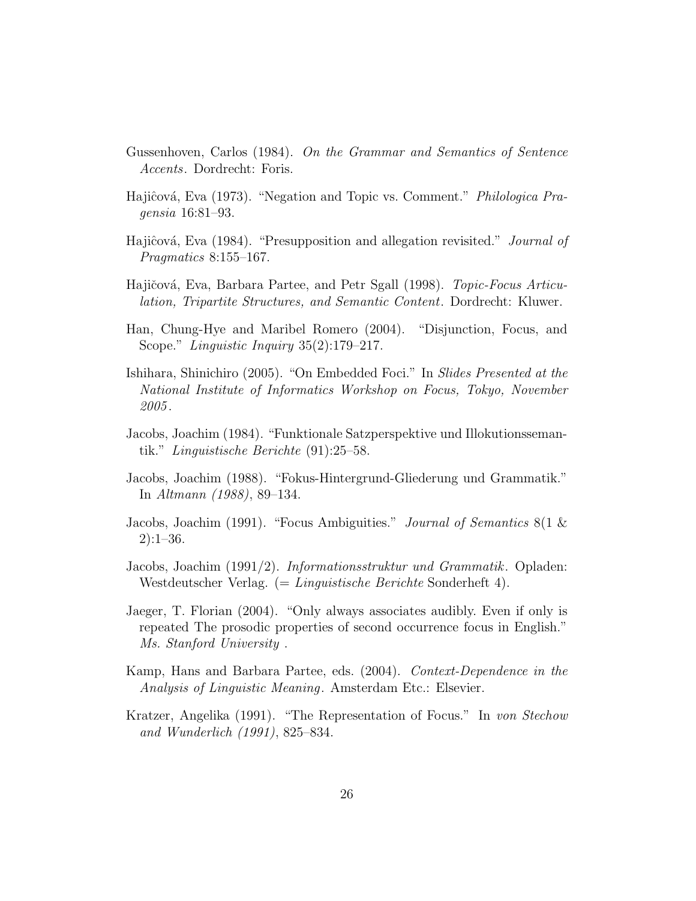Gussenhoven, Carlos (1984). *On the Grammar and Semantics of Sentence Accents*. Dordrecht: Foris.

Hajiĉová, Eva (1973). "Negation and Topic vs. Comment." *Philologica Pragensia* 16:81–93.

Hajiĉová, Eva (1984). "Presupposition and allegation revisited." *Journal of Pragmatics* 8:155–167.

Hajičová, Eva, Barbara Partee, and Petr Sgall (1998). *Topic-Focus Articulation, Tripartite Structures, and Semantic Content*. Dordrecht: Kluwer.

Han, Chung-Hye and Maribel Romero (2004). "Disjunction, Focus, and Scope." *Linguistic Inquiry* 35(2):179–217.

Ishihara, Shinichiro (2005). "On Embedded Foci." In *Slides Presented at the National Institute of Informatics Workshop on Focus, Tokyo, November 2005*.

Jacobs, Joachim (1984). "Funktionale Satzperspektive und Illokutionssemantik." *Linguistische Berichte* (91):25–58.

Jacobs, Joachim (1988). "Fokus-Hintergrund-Gliederung und Grammatik." In *Altmann (1988)*, 89–134.

Jacobs, Joachim (1991). "Focus Ambiguities." *Journal of Semantics* 8(1 & 2):1–36.

Jacobs, Joachim (1991/2). *Informationsstruktur und Grammatik*. Opladen: Westdeutscher Verlag. (= *Linguistische Berichte* Sonderheft 4).

Jaeger, T. Florian (2004). "Only always associates audibly. Even if only is repeated The prosodic properties of second occurrence focus in English." *Ms. Stanford University* .

Kamp, Hans and Barbara Partee, eds. (2004). *Context-Dependence in the Analysis of Linguistic Meaning*. Amsterdam Etc.: Elsevier.

Kratzer, Angelika (1991). "The Representation of Focus." In *von Stechow and Wunderlich (1991)*, 825–834.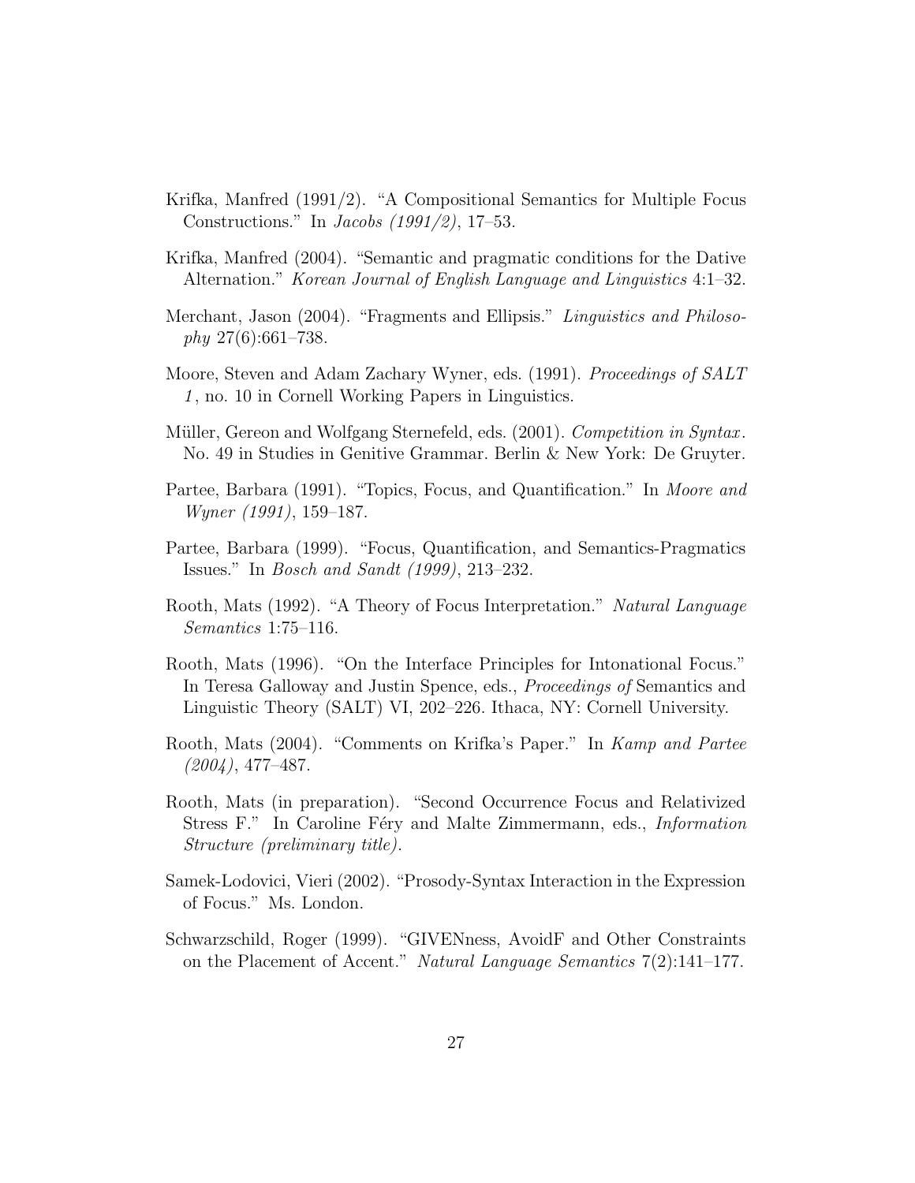Krifka, Manfred (1991/2). "A Compositional Semantics for Multiple Focus Constructions." In *Jacobs (1991/2)*, 17–53.

Krifka, Manfred (2004). "Semantic and pragmatic conditions for the Dative Alternation." *Korean Journal of English Language and Linguistics* 4:1–32.

Merchant, Jason (2004). "Fragments and Ellipsis." *Linguistics and Philosophy* 27(6):661–738.

Moore, Steven and Adam Zachary Wyner, eds. (1991). *Proceedings of SALT 1*, no. 10 in Cornell Working Papers in Linguistics.

Müller, Gereon and Wolfgang Sternefeld, eds. (2001). *Competition in Syntax*. No. 49 in Studies in Genitive Grammar. Berlin & New York: De Gruyter.

Partee, Barbara (1991). "Topics, Focus, and Quantification." In *Moore and Wyner (1991)*, 159–187.

Partee, Barbara (1999). "Focus, Quantification, and Semantics-Pragmatics Issues." In *Bosch and Sandt (1999)*, 213–232.

Rooth, Mats (1992). "A Theory of Focus Interpretation." *Natural Language Semantics* 1:75–116.

Rooth, Mats (1996). "On the Interface Principles for Intonational Focus." In Teresa Galloway and Justin Spence, eds., *Proceedings of* Semantics and Linguistic Theory (SALT) VI, 202–226. Ithaca, NY: Cornell University.

Rooth, Mats (2004). "Comments on Krifka's Paper." In *Kamp and Partee (2004)*, 477–487.

Rooth, Mats (in preparation). "Second Occurrence Focus and Relativized Stress F." In Caroline Féry and Malte Zimmermann, eds., *Information Structure (preliminary title)*.

Samek-Lodovici, Vieri (2002). "Prosody-Syntax Interaction in the Expression of Focus." Ms. London.

Schwarzschild, Roger (1999). "GIVENness, AvoidF and Other Constraints on the Placement of Accent." *Natural Language Semantics* 7(2):141–177.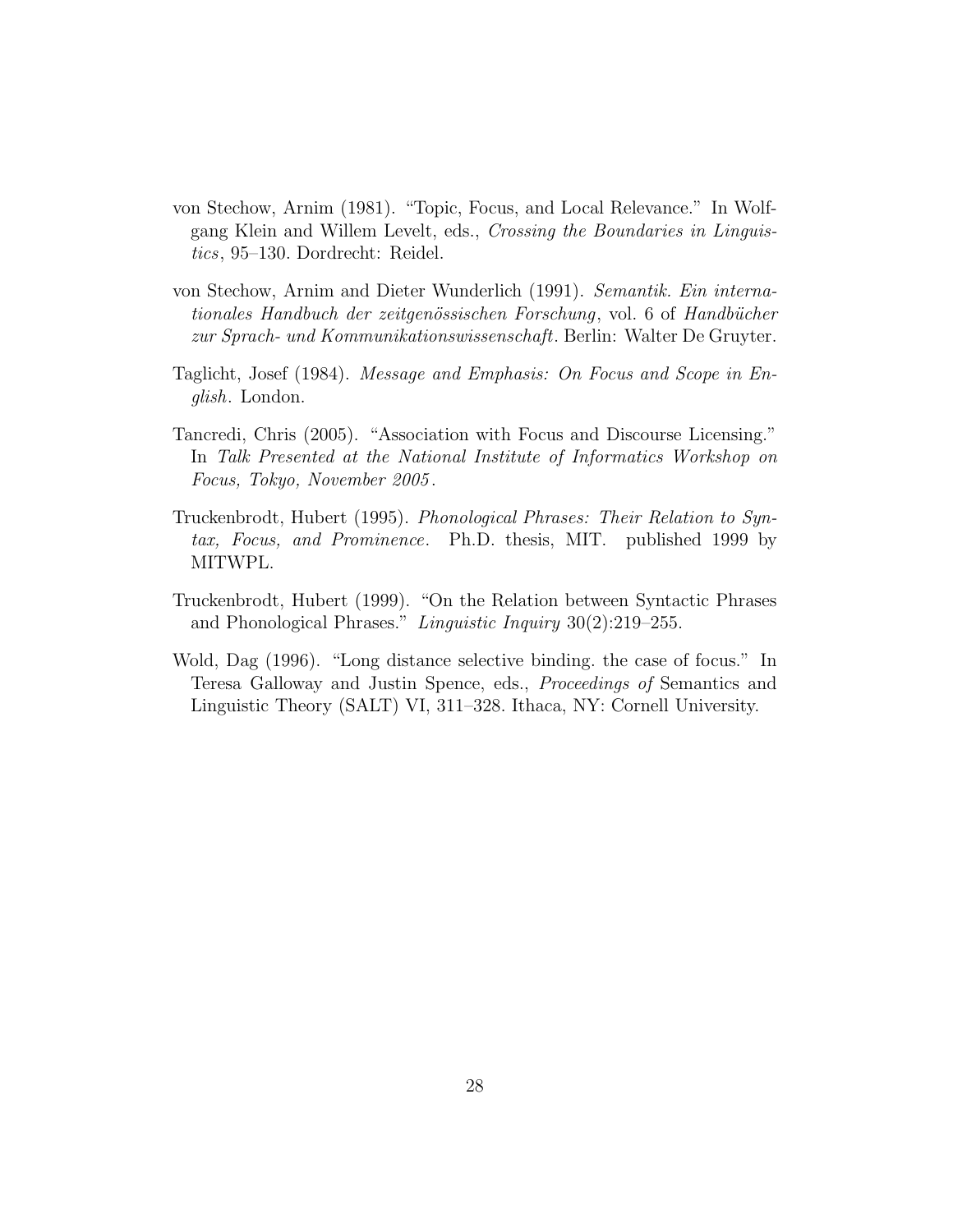von Stechow, Arnim (1981). "Topic, Focus, and Local Relevance." In Wolfgang Klein and Willem Levelt, eds., *Crossing the Boundaries in Linguistics*, 95–130. Dordrecht: Reidel.

von Stechow, Arnim and Dieter Wunderlich (1991). *Semantik. Ein internationales Handbuch der zeitgenössischen Forschung*, vol. 6 of *Handbücher zur Sprach- und Kommunikationswissenschaft*. Berlin: Walter De Gruyter.

Taglicht, Josef (1984). *Message and Emphasis: On Focus and Scope in English*. London.

Tancredi, Chris (2005). "Association with Focus and Discourse Licensing." In *Talk Presented at the National Institute of Informatics Workshop on Focus, Tokyo, November 2005*.

Truckenbrodt, Hubert (1995). *Phonological Phrases: Their Relation to Syntax, Focus, and Prominence*. Ph.D. thesis, MIT. published 1999 by MITWPL.

Truckenbrodt, Hubert (1999). "On the Relation between Syntactic Phrases and Phonological Phrases." *Linguistic Inquiry* 30(2):219–255.

Wold, Dag (1996). "Long distance selective binding. the case of focus." In Teresa Galloway and Justin Spence, eds., *Proceedings of* Semantics and Linguistic Theory (SALT) VI, 311–328. Ithaca, NY: Cornell University.